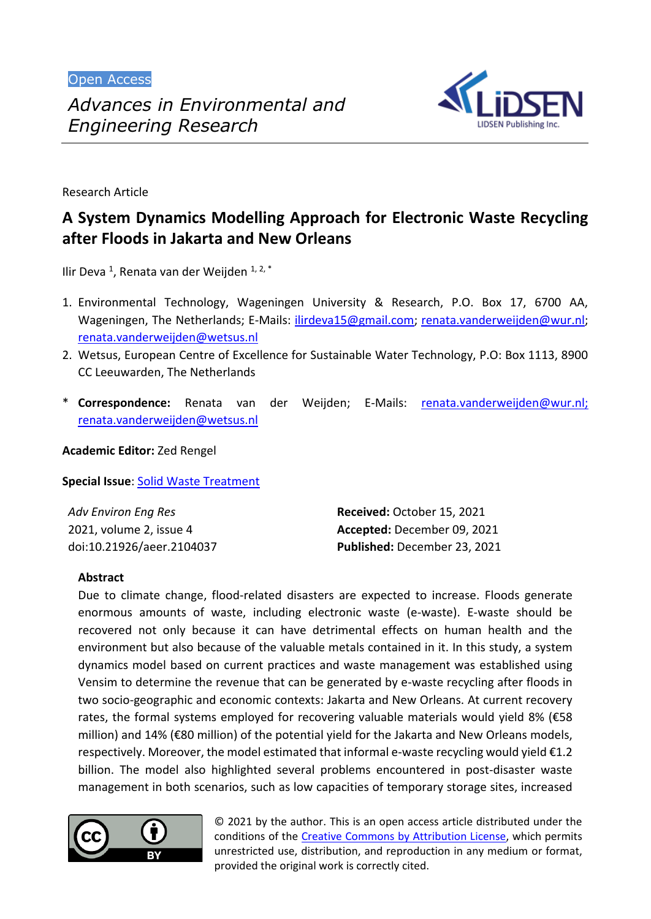Open Access

*Advances in Environmental and Engineering Research*

Research Article

# A System Dynamics Modelling Approach for Electronic Waste Recycling after Floods in Jakarta and New Orleans

Ilir Deva [1], Renata van der Weijden [1, 2, *]

1. Environmental Technology, Wageningen University & Research, P.O. Box 17, 6700 AA, Wageningen, The Netherlands; E-Mails: ilirdeva15@gmail.com; renata.vanderweijden@wur.nl; renata.vanderweijden@wetsus.nl
2. Wetsus, European Centre of Excellence for Sustainable Water Technology, P.O: Box 1113, 8900 CC Leeuwarden, The Netherlands

\* **Correspondence:** Renata van der Weijden; E-Mails: renata.vanderweijden@wur.nl; renata.vanderweijden@wetsus.nl

**Academic Editor:** Zed Rengel

**Special Issue**: Solid Waste Treatment

*Adv Environ Eng Res*
2021, volume 2, issue 4
doi:10.21926/aeer.2104037

**Received:** October 15, 2021
**Accepted:** December 09, 2021
**Published:** December 23, 2021

## Abstract

Due to climate change, flood-related disasters are expected to increase. Floods generate enormous amounts of waste, including electronic waste (e-waste). E-waste should be recovered not only because it can have detrimental effects on human health and the environment but also because of the valuable metals contained in it. In this study, a system dynamics model based on current practices and waste management was established using Vensim to determine the revenue that can be generated by e-waste recycling after floods in two socio-geographic and economic contexts: Jakarta and New Orleans. At current recovery rates, the formal systems employed for recovering valuable materials would yield 8% (€58 million) and 14% (€80 million) of the potential yield for the Jakarta and New Orleans models, respectively. Moreover, the model estimated that informal e-waste recycling would yield €1.2 billion. The model also highlighted several problems encountered in post-disaster waste management in both scenarios, such as low capacities of temporary storage sites, increased

© 2021 by the author. This is an open access article distributed under the conditions of the Creative Commons by Attribution License, which permits unrestricted use, distribution, and reproduction in any medium or format, provided the original work is correctly cited.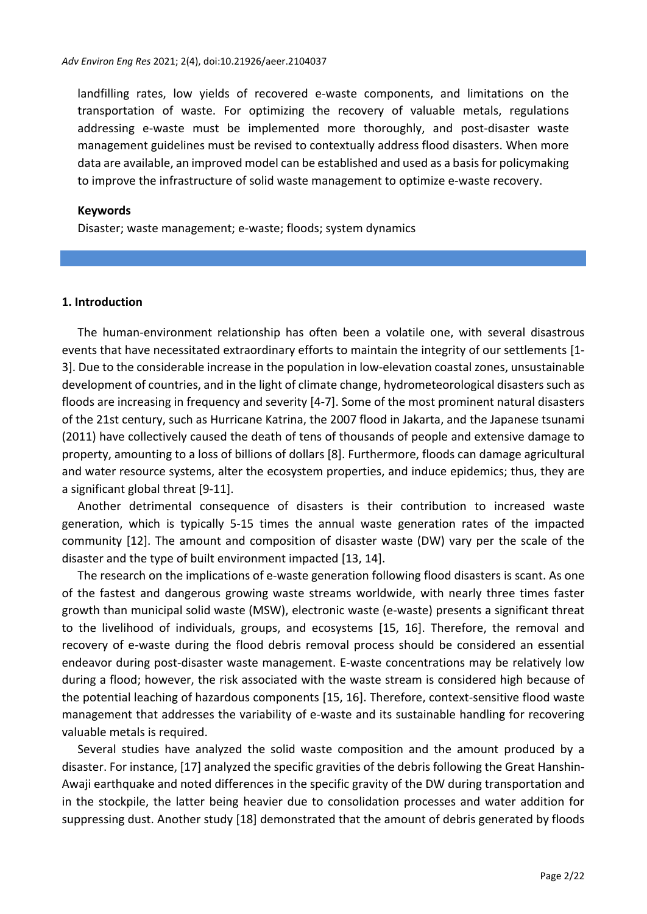landfilling rates, low yields of recovered e-waste components, and limitations on the transportation of waste. For optimizing the recovery of valuable metals, regulations addressing e-waste must be implemented more thoroughly, and post-disaster waste management guidelines must be revised to contextually address flood disasters. When more data are available, an improved model can be established and used as a basis for policymaking to improve the infrastructure of solid waste management to optimize e-waste recovery.

**Keywords**

Disaster; waste management; e-waste; floods; system dynamics

## 1. Introduction

The human-environment relationship has often been a volatile one, with several disastrous events that have necessitated extraordinary efforts to maintain the integrity of our settlements [1-3]. Due to the considerable increase in the population in low-elevation coastal zones, unsustainable development of countries, and in the light of climate change, hydrometeorological disasters such as floods are increasing in frequency and severity [4-7]. Some of the most prominent natural disasters of the 21st century, such as Hurricane Katrina, the 2007 flood in Jakarta, and the Japanese tsunami (2011) have collectively caused the death of tens of thousands of people and extensive damage to property, amounting to a loss of billions of dollars [8]. Furthermore, floods can damage agricultural and water resource systems, alter the ecosystem properties, and induce epidemics; thus, they are a significant global threat [9-11].

Another detrimental consequence of disasters is their contribution to increased waste generation, which is typically 5-15 times the annual waste generation rates of the impacted community [12]. The amount and composition of disaster waste (DW) vary per the scale of the disaster and the type of built environment impacted [13, 14].

The research on the implications of e-waste generation following flood disasters is scant. As one of the fastest and dangerous growing waste streams worldwide, with nearly three times faster growth than municipal solid waste (MSW), electronic waste (e-waste) presents a significant threat to the livelihood of individuals, groups, and ecosystems [15, 16]. Therefore, the removal and recovery of e-waste during the flood debris removal process should be considered an essential endeavor during post-disaster waste management. E-waste concentrations may be relatively low during a flood; however, the risk associated with the waste stream is considered high because of the potential leaching of hazardous components [15, 16]. Therefore, context-sensitive flood waste management that addresses the variability of e-waste and its sustainable handling for recovering valuable metals is required.

Several studies have analyzed the solid waste composition and the amount produced by a disaster. For instance, [17] analyzed the specific gravities of the debris following the Great Hanshin-Awaji earthquake and noted differences in the specific gravity of the DW during transportation and in the stockpile, the latter being heavier due to consolidation processes and water addition for suppressing dust. Another study [18] demonstrated that the amount of debris generated by floods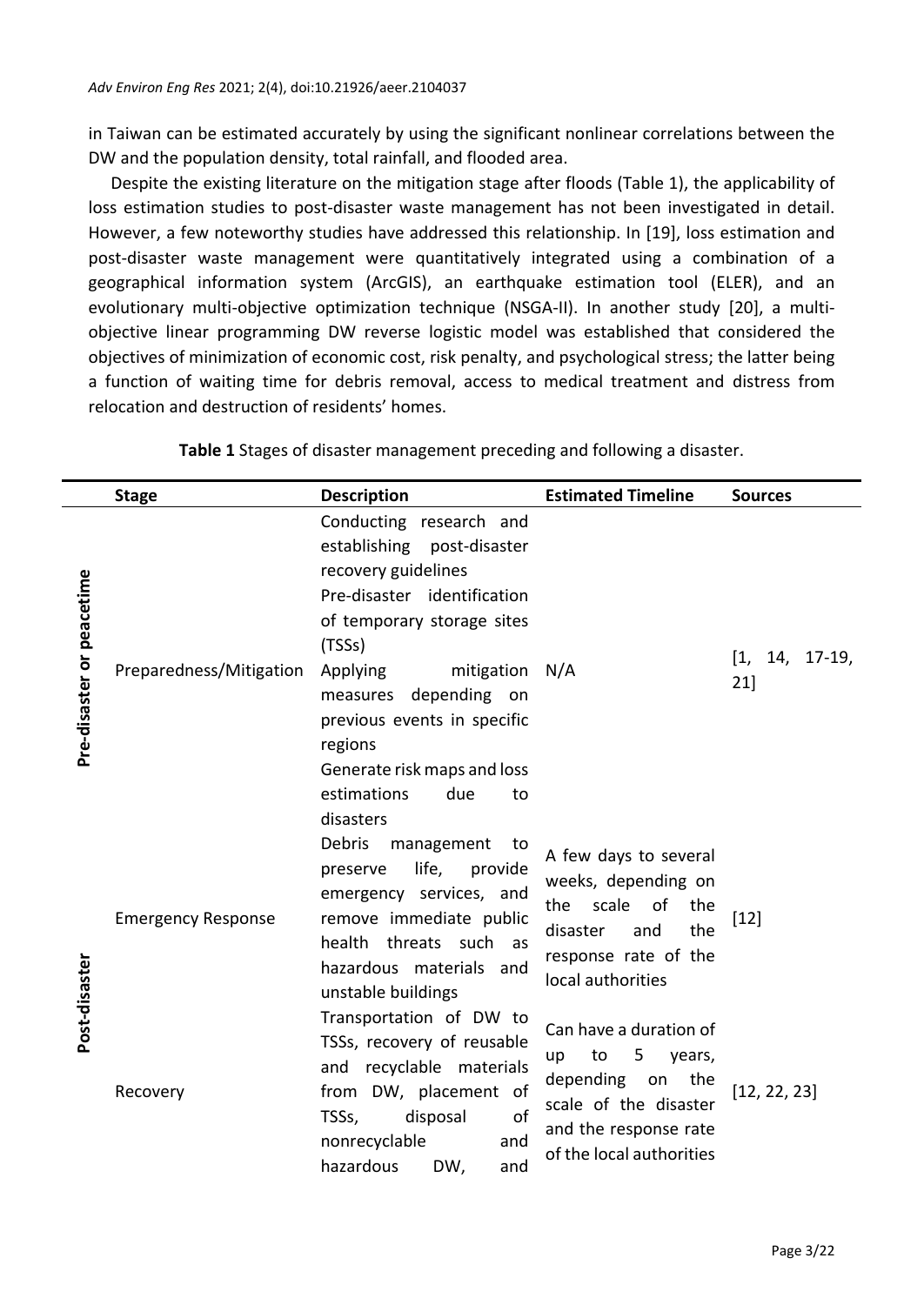in Taiwan can be estimated accurately by using the significant nonlinear correlations between the DW and the population density, total rainfall, and flooded area.

Despite the existing literature on the mitigation stage after floods (Table 1), the applicability of loss estimation studies to post-disaster waste management has not been investigated in detail. However, a few noteworthy studies have addressed this relationship. In [19], loss estimation and post-disaster waste management were quantitatively integrated using a combination of a geographical information system (ArcGIS), an earthquake estimation tool (ELER), and an evolutionary multi-objective optimization technique (NSGA-II). In another study [20], a multi-objective linear programming DW reverse logistic model was established that considered the objectives of minimization of economic cost, risk penalty, and psychological stress; the latter being a function of waiting time for debris removal, access to medical treatment and distress from relocation and destruction of residents' homes.

**Table 1** Stages of disaster management preceding and following a disaster.

| | Stage | Description | Estimated Timeline | Sources |
|---|---|---|---|---|
| Pre-disaster or peacetime | Preparedness/Mitigation | Conducting research and establishing post-disaster recovery guidelines<br>Pre-disaster identification of temporary storage sites (TSSs)<br>Applying mitigation measures depending on previous events in specific regions<br>Generate risk maps and loss estimations due to disasters | N/A | [1, 14, 17-19, 21] |
| Post-disaster | Emergency Response | Debris management to preserve life, provide emergency services, and remove immediate public health threats such as hazardous materials and unstable buildings | A few days to several weeks, depending on the scale of the disaster and the response rate of the local authorities | [12] |
| | Recovery | Transportation of DW to TSSs, recovery of reusable and recyclable materials from DW, placement of TSSs, disposal of nonrecyclable and hazardous DW, and | Can have a duration of up to 5 years, depending on the scale of the disaster and the response rate of the local authorities | [12, 22, 23] |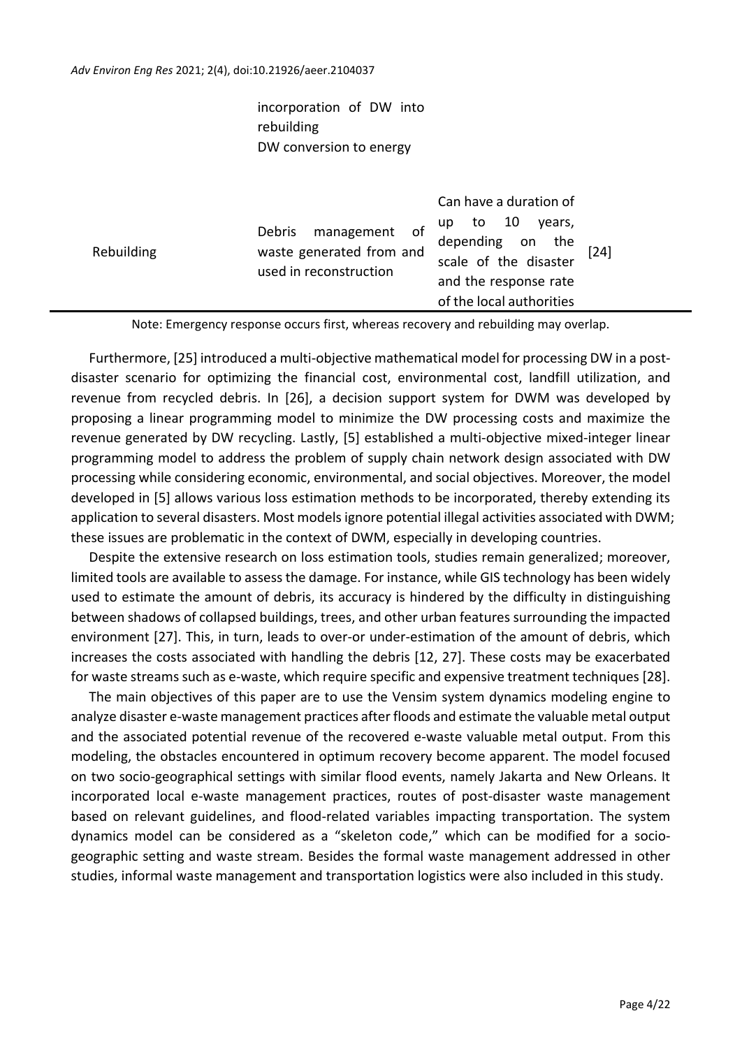| | | | |
|---|---|---|---|
| | incorporation of DW into rebuilding<br>DW conversion to energy | | |
| Rebuilding | Debris management of waste generated from and used in reconstruction | Can have a duration of up to 10 years, depending on the scale of the disaster and the response rate of the local authorities | [24] |

Note: Emergency response occurs first, whereas recovery and rebuilding may overlap.

Furthermore, [25] introduced a multi-objective mathematical model for processing DW in a post-disaster scenario for optimizing the financial cost, environmental cost, landfill utilization, and revenue from recycled debris. In [26], a decision support system for DWM was developed by proposing a linear programming model to minimize the DW processing costs and maximize the revenue generated by DW recycling. Lastly, [5] established a multi-objective mixed-integer linear programming model to address the problem of supply chain network design associated with DW processing while considering economic, environmental, and social objectives. Moreover, the model developed in [5] allows various loss estimation methods to be incorporated, thereby extending its application to several disasters. Most models ignore potential illegal activities associated with DWM; these issues are problematic in the context of DWM, especially in developing countries.

Despite the extensive research on loss estimation tools, studies remain generalized; moreover, limited tools are available to assess the damage. For instance, while GIS technology has been widely used to estimate the amount of debris, its accuracy is hindered by the difficulty in distinguishing between shadows of collapsed buildings, trees, and other urban features surrounding the impacted environment [27]. This, in turn, leads to over-or under-estimation of the amount of debris, which increases the costs associated with handling the debris [12, 27]. These costs may be exacerbated for waste streams such as e-waste, which require specific and expensive treatment techniques [28].

The main objectives of this paper are to use the Vensim system dynamics modeling engine to analyze disaster e-waste management practices after floods and estimate the valuable metal output and the associated potential revenue of the recovered e-waste valuable metal output. From this modeling, the obstacles encountered in optimum recovery become apparent. The model focused on two socio-geographical settings with similar flood events, namely Jakarta and New Orleans. It incorporated local e-waste management practices, routes of post-disaster waste management based on relevant guidelines, and flood-related variables impacting transportation. The system dynamics model can be considered as a "skeleton code," which can be modified for a socio-geographic setting and waste stream. Besides the formal waste management addressed in other studies, informal waste management and transportation logistics were also included in this study.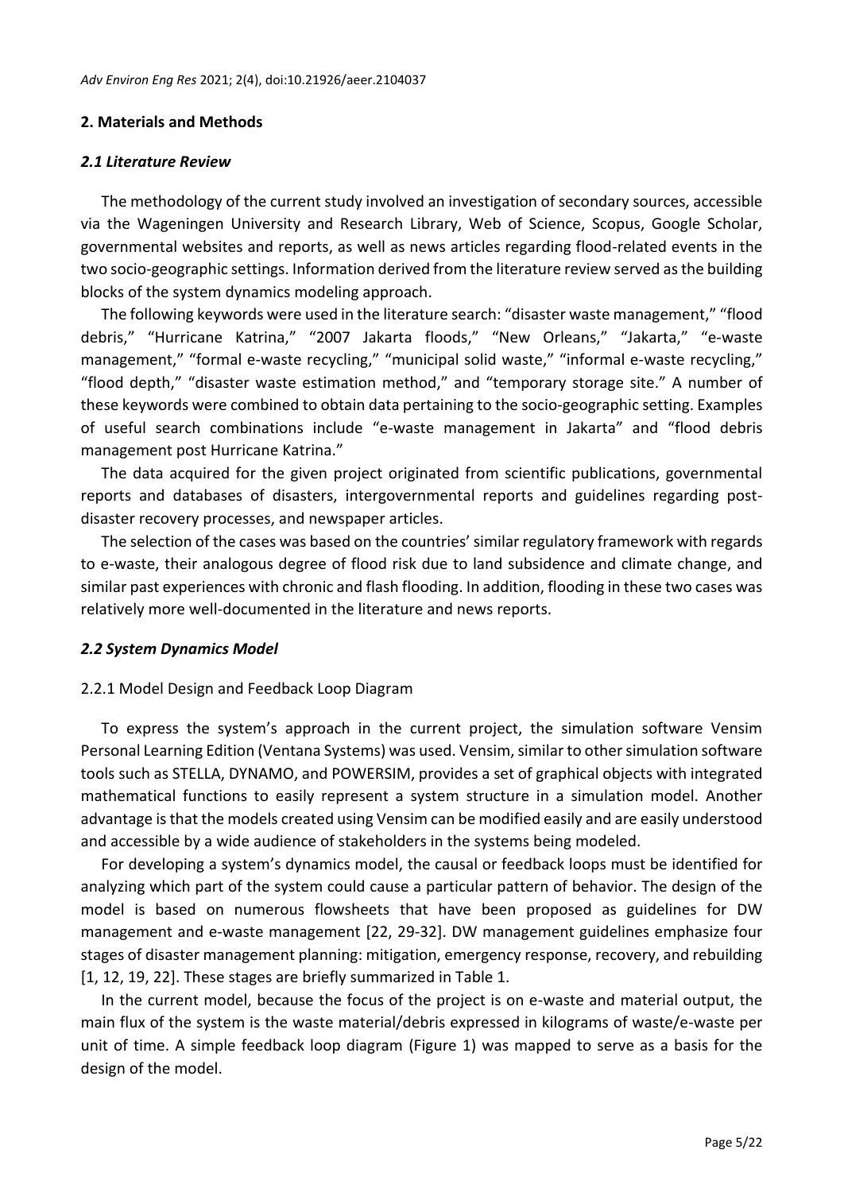## 2. Materials and Methods

### *2.1 Literature Review*

The methodology of the current study involved an investigation of secondary sources, accessible via the Wageningen University and Research Library, Web of Science, Scopus, Google Scholar, governmental websites and reports, as well as news articles regarding flood-related events in the two socio-geographic settings. Information derived from the literature review served as the building blocks of the system dynamics modeling approach.

The following keywords were used in the literature search: "disaster waste management," "flood debris," "Hurricane Katrina," "2007 Jakarta floods," "New Orleans," "Jakarta," "e-waste management," "formal e-waste recycling," "municipal solid waste," "informal e-waste recycling," "flood depth," "disaster waste estimation method," and "temporary storage site." A number of these keywords were combined to obtain data pertaining to the socio-geographic setting. Examples of useful search combinations include "e-waste management in Jakarta" and "flood debris management post Hurricane Katrina."

The data acquired for the given project originated from scientific publications, governmental reports and databases of disasters, intergovernmental reports and guidelines regarding post-disaster recovery processes, and newspaper articles.

The selection of the cases was based on the countries' similar regulatory framework with regards to e-waste, their analogous degree of flood risk due to land subsidence and climate change, and similar past experiences with chronic and flash flooding. In addition, flooding in these two cases was relatively more well-documented in the literature and news reports.

### *2.2 System Dynamics Model*

#### 2.2.1 Model Design and Feedback Loop Diagram

To express the system's approach in the current project, the simulation software Vensim Personal Learning Edition (Ventana Systems) was used. Vensim, similar to other simulation software tools such as STELLA, DYNAMO, and POWERSIM, provides a set of graphical objects with integrated mathematical functions to easily represent a system structure in a simulation model. Another advantage is that the models created using Vensim can be modified easily and are easily understood and accessible by a wide audience of stakeholders in the systems being modeled.

For developing a system's dynamics model, the causal or feedback loops must be identified for analyzing which part of the system could cause a particular pattern of behavior. The design of the model is based on numerous flowsheets that have been proposed as guidelines for DW management and e-waste management [22, 29-32]. DW management guidelines emphasize four stages of disaster management planning: mitigation, emergency response, recovery, and rebuilding [1, 12, 19, 22]. These stages are briefly summarized in Table 1.

In the current model, because the focus of the project is on e-waste and material output, the main flux of the system is the waste material/debris expressed in kilograms of waste/e-waste per unit of time. A simple feedback loop diagram (Figure 1) was mapped to serve as a basis for the design of the model.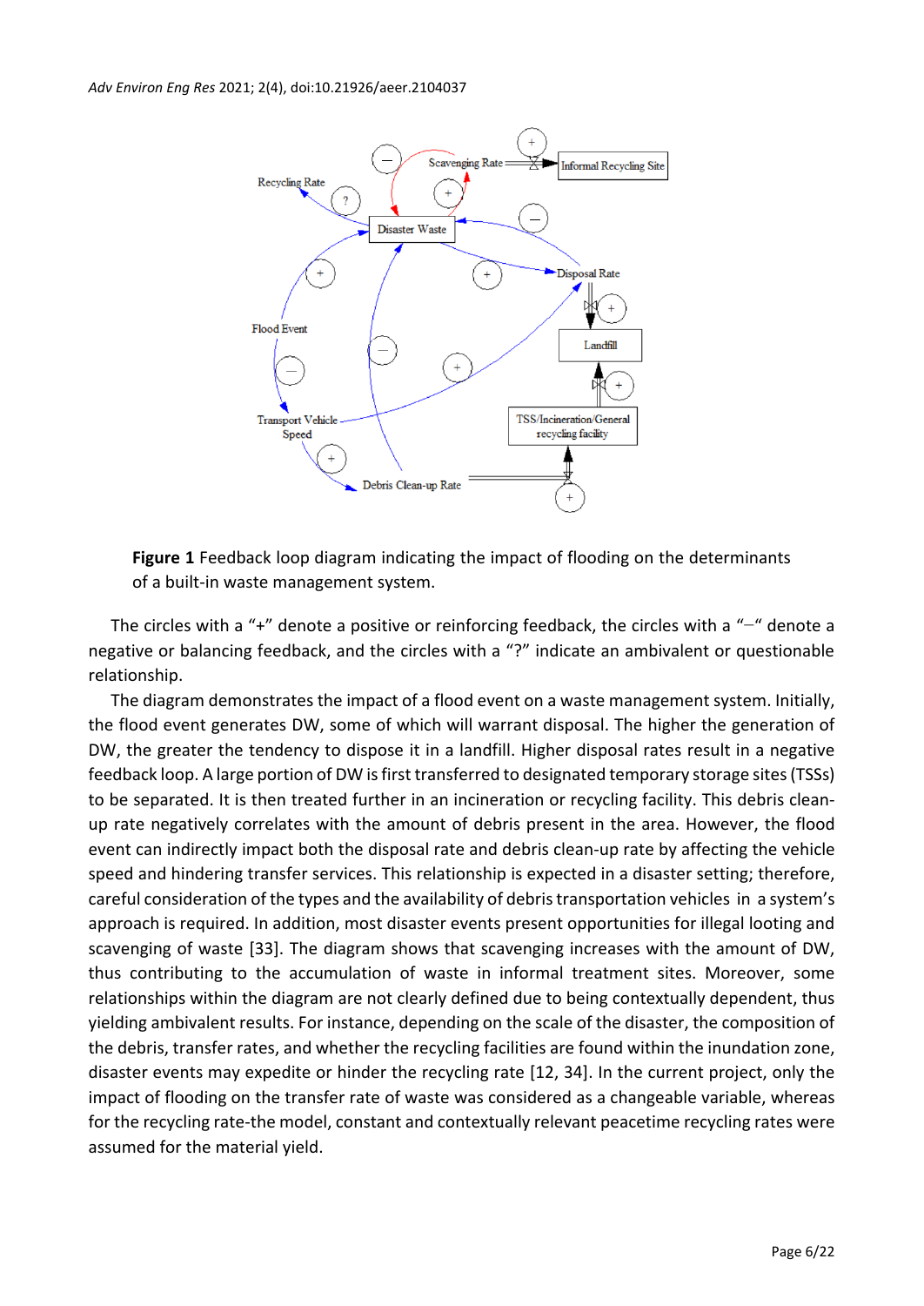Recycling Rate

Scavenging Rate

Informal Recycling Site

Disaster Waste

Disposal Rate

Flood Event

Landfill

Transport Vehicle Speed

TSS/Incineration/General recycling facility

Debris Clean-up Rate

**Figure 1** Feedback loop diagram indicating the impact of flooding on the determinants of a built-in waste management system.

The circles with a "+" denote a positive or reinforcing feedback, the circles with a "−" denote a negative or balancing feedback, and the circles with a "?" indicate an ambivalent or questionable relationship.

The diagram demonstrates the impact of a flood event on a waste management system. Initially, the flood event generates DW, some of which will warrant disposal. The higher the generation of DW, the greater the tendency to dispose it in a landfill. Higher disposal rates result in a negative feedback loop. A large portion of DW is first transferred to designated temporary storage sites (TSSs) to be separated. It is then treated further in an incineration or recycling facility. This debris clean-up rate negatively correlates with the amount of debris present in the area. However, the flood event can indirectly impact both the disposal rate and debris clean-up rate by affecting the vehicle speed and hindering transfer services. This relationship is expected in a disaster setting; therefore, careful consideration of the types and the availability of debris transportation vehicles in a system's approach is required. In addition, most disaster events present opportunities for illegal looting and scavenging of waste [33]. The diagram shows that scavenging increases with the amount of DW, thus contributing to the accumulation of waste in informal treatment sites. Moreover, some relationships within the diagram are not clearly defined due to being contextually dependent, thus yielding ambivalent results. For instance, depending on the scale of the disaster, the composition of the debris, transfer rates, and whether the recycling facilities are found within the inundation zone, disaster events may expedite or hinder the recycling rate [12, 34]. In the current project, only the impact of flooding on the transfer rate of waste was considered as a changeable variable, whereas for the recycling rate-the model, constant and contextually relevant peacetime recycling rates were assumed for the material yield.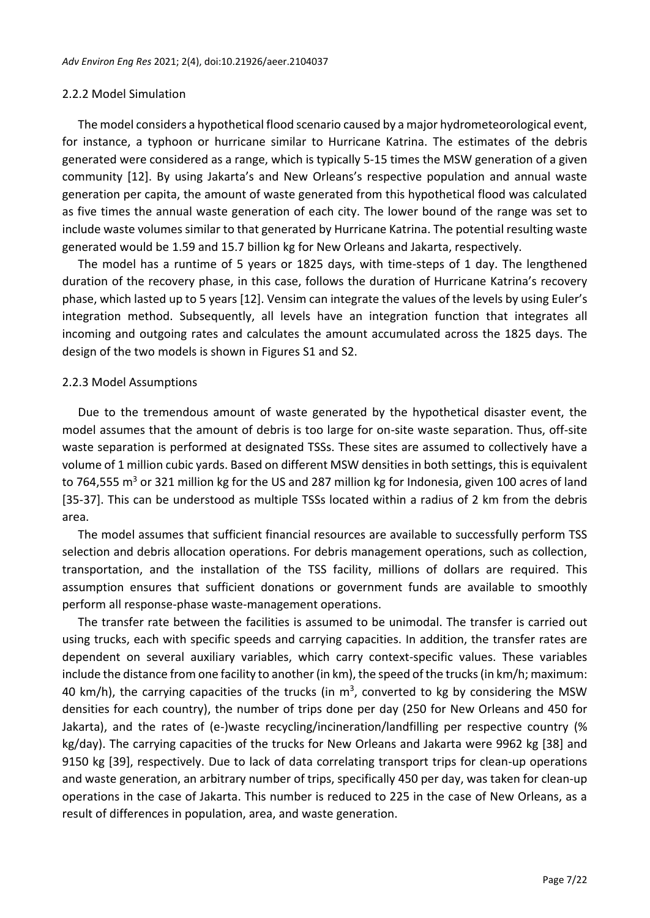### 2.2.2 Model Simulation

The model considers a hypothetical flood scenario caused by a major hydrometeorological event, for instance, a typhoon or hurricane similar to Hurricane Katrina. The estimates of the debris generated were considered as a range, which is typically 5-15 times the MSW generation of a given community [12]. By using Jakarta's and New Orleans's respective population and annual waste generation per capita, the amount of waste generated from this hypothetical flood was calculated as five times the annual waste generation of each city. The lower bound of the range was set to include waste volumes similar to that generated by Hurricane Katrina. The potential resulting waste generated would be 1.59 and 15.7 billion kg for New Orleans and Jakarta, respectively.

The model has a runtime of 5 years or 1825 days, with time-steps of 1 day. The lengthened duration of the recovery phase, in this case, follows the duration of Hurricane Katrina's recovery phase, which lasted up to 5 years [12]. Vensim can integrate the values of the levels by using Euler's integration method. Subsequently, all levels have an integration function that integrates all incoming and outgoing rates and calculates the amount accumulated across the 1825 days. The design of the two models is shown in Figures S1 and S2.

### 2.2.3 Model Assumptions

Due to the tremendous amount of waste generated by the hypothetical disaster event, the model assumes that the amount of debris is too large for on-site waste separation. Thus, off-site waste separation is performed at designated TSSs. These sites are assumed to collectively have a volume of 1 million cubic yards. Based on different MSW densities in both settings, this is equivalent to 764,555 $m^3$ or 321 million kg for the US and 287 million kg for Indonesia, given 100 acres of land [35-37]. This can be understood as multiple TSSs located within a radius of 2 km from the debris area.

The model assumes that sufficient financial resources are available to successfully perform TSS selection and debris allocation operations. For debris management operations, such as collection, transportation, and the installation of the TSS facility, millions of dollars are required. This assumption ensures that sufficient donations or government funds are available to smoothly perform all response-phase waste-management operations.

The transfer rate between the facilities is assumed to be unimodal. The transfer is carried out using trucks, each with specific speeds and carrying capacities. In addition, the transfer rates are dependent on several auxiliary variables, which carry context-specific values. These variables include the distance from one facility to another (in km), the speed of the trucks (in km/h; maximum: 40 km/h), the carrying capacities of the trucks (in $m^3$, converted to kg by considering the MSW densities for each country), the number of trips done per day (250 for New Orleans and 450 for Jakarta), and the rates of (e-)waste recycling/incineration/landfilling per respective country (% kg/day). The carrying capacities of the trucks for New Orleans and Jakarta were 9962 kg [38] and 9150 kg [39], respectively. Due to lack of data correlating transport trips for clean-up operations and waste generation, an arbitrary number of trips, specifically 450 per day, was taken for clean-up operations in the case of Jakarta. This number is reduced to 225 in the case of New Orleans, as a result of differences in population, area, and waste generation.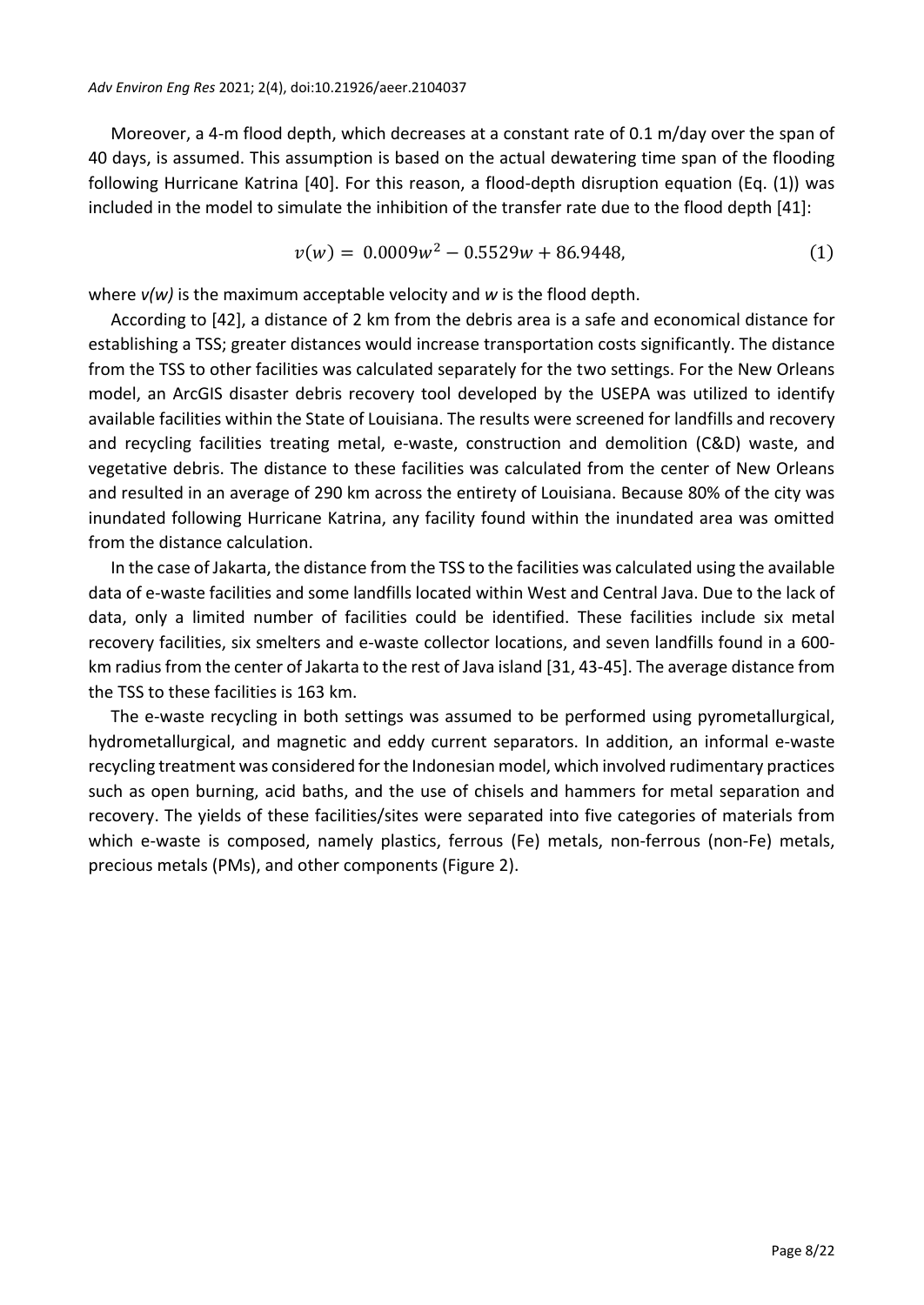Moreover, a 4-m flood depth, which decreases at a constant rate of 0.1 m/day over the span of 40 days, is assumed. This assumption is based on the actual dewatering time span of the flooding following Hurricane Katrina [40]. For this reason, a flood-depth disruption equation (Eq. (1)) was included in the model to simulate the inhibition of the transfer rate due to the flood depth [41]:

$$v(w) = 0.0009w^2 - 0.5529w + 86.9448, \tag{1}$$

where $v(w)$ is the maximum acceptable velocity and $w$ is the flood depth.

According to [42], a distance of 2 km from the debris area is a safe and economical distance for establishing a TSS; greater distances would increase transportation costs significantly. The distance from the TSS to other facilities was calculated separately for the two settings. For the New Orleans model, an ArcGIS disaster debris recovery tool developed by the USEPA was utilized to identify available facilities within the State of Louisiana. The results were screened for landfills and recovery and recycling facilities treating metal, e-waste, construction and demolition (C&D) waste, and vegetative debris. The distance to these facilities was calculated from the center of New Orleans and resulted in an average of 290 km across the entirety of Louisiana. Because 80% of the city was inundated following Hurricane Katrina, any facility found within the inundated area was omitted from the distance calculation.

In the case of Jakarta, the distance from the TSS to the facilities was calculated using the available data of e-waste facilities and some landfills located within West and Central Java. Due to the lack of data, only a limited number of facilities could be identified. These facilities include six metal recovery facilities, six smelters and e-waste collector locations, and seven landfills found in a 600-km radius from the center of Jakarta to the rest of Java island [31, 43-45]. The average distance from the TSS to these facilities is 163 km.

The e-waste recycling in both settings was assumed to be performed using pyrometallurgical, hydrometallurgical, and magnetic and eddy current separators. In addition, an informal e-waste recycling treatment was considered for the Indonesian model, which involved rudimentary practices such as open burning, acid baths, and the use of chisels and hammers for metal separation and recovery. The yields of these facilities/sites were separated into five categories of materials from which e-waste is composed, namely plastics, ferrous (Fe) metals, non-ferrous (non-Fe) metals, precious metals (PMs), and other components (Figure 2).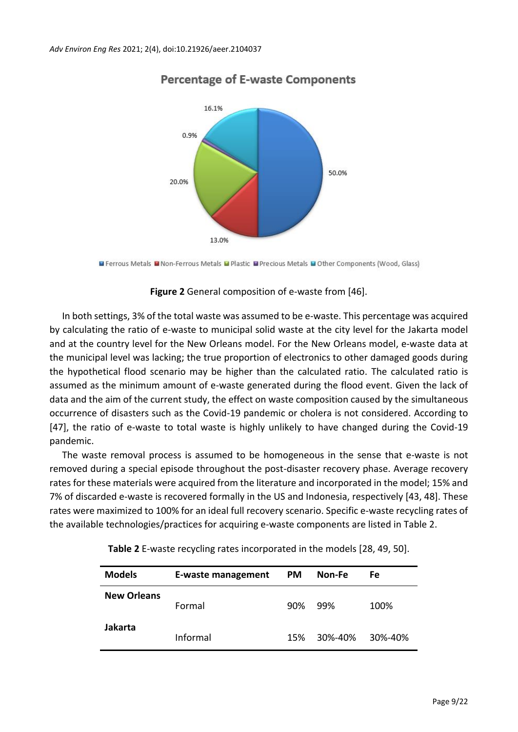Percentage of E-waste Components

16.1%

0.9%

20.0%

50.0%

13.0%

Ferrous Metals  Non-Ferrous Metals  Plastic  Precious Metals  Other Components (Wood, Glass)

**Figure 2** General composition of e-waste from [46].

In both settings, 3% of the total waste was assumed to be e-waste. This percentage was acquired by calculating the ratio of e-waste to municipal solid waste at the city level for the Jakarta model and at the country level for the New Orleans model. For the New Orleans model, e-waste data at the municipal level was lacking; the true proportion of electronics to other damaged goods during the hypothetical flood scenario may be higher than the calculated ratio. The calculated ratio is assumed as the minimum amount of e-waste generated during the flood event. Given the lack of data and the aim of the current study, the effect on waste composition caused by the simultaneous occurrence of disasters such as the Covid-19 pandemic or cholera is not considered. According to [47], the ratio of e-waste to total waste is highly unlikely to have changed during the Covid-19 pandemic.

The waste removal process is assumed to be homogeneous in the sense that e-waste is not removed during a special episode throughout the post-disaster recovery phase. Average recovery rates for these materials were acquired from the literature and incorporated in the model; 15% and 7% of discarded e-waste is recovered formally in the US and Indonesia, respectively [43, 48]. These rates were maximized to 100% for an ideal full recovery scenario. Specific e-waste recycling rates of the available technologies/practices for acquiring e-waste components are listed in Table 2.

**Table 2** E-waste recycling rates incorporated in the models [28, 49, 50].

| Models | E-waste management | PM | Non-Fe | Fe |
|---|---|---|---|---|
| **New Orleans** | Formal | 90% | 99% | 100% |
| **Jakarta** | Informal | 15% | 30%-40% | 30%-40% |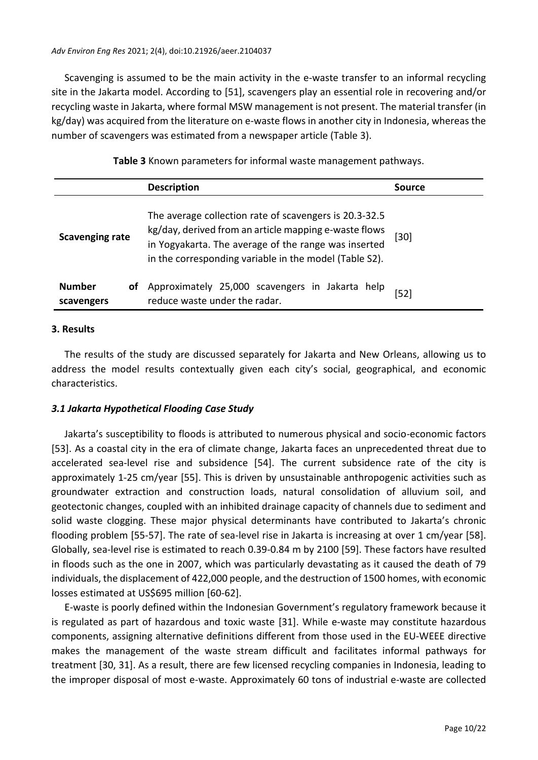Scavenging is assumed to be the main activity in the e-waste transfer to an informal recycling site in the Jakarta model. According to [51], scavengers play an essential role in recovering and/or recycling waste in Jakarta, where formal MSW management is not present. The material transfer (in kg/day) was acquired from the literature on e-waste flows in another city in Indonesia, whereas the number of scavengers was estimated from a newspaper article (Table 3).

**Table 3** Known parameters for informal waste management pathways.

| | **Description** | **Source** |
|---|---|---|
| **Scavenging rate** | The average collection rate of scavengers is 20.3-32.5 kg/day, derived from an article mapping e-waste flows in Yogyakarta. The average of the range was inserted in the corresponding variable in the model (Table S2). | [30] |
| **Number of scavengers** | Approximately 25,000 scavengers in Jakarta help reduce waste under the radar. | [52] |

### 3. Results

The results of the study are discussed separately for Jakarta and New Orleans, allowing us to address the model results contextually given each city's social, geographical, and economic characteristics.

#### *3.1 Jakarta Hypothetical Flooding Case Study*

Jakarta's susceptibility to floods is attributed to numerous physical and socio-economic factors [53]. As a coastal city in the era of climate change, Jakarta faces an unprecedented threat due to accelerated sea-level rise and subsidence [54]. The current subsidence rate of the city is approximately 1-25 cm/year [55]. This is driven by unsustainable anthropogenic activities such as groundwater extraction and construction loads, natural consolidation of alluvium soil, and geotectonic changes, coupled with an inhibited drainage capacity of channels due to sediment and solid waste clogging. These major physical determinants have contributed to Jakarta's chronic flooding problem [55-57]. The rate of sea-level rise in Jakarta is increasing at over 1 cm/year [58]. Globally, sea-level rise is estimated to reach 0.39-0.84 m by 2100 [59]. These factors have resulted in floods such as the one in 2007, which was particularly devastating as it caused the death of 79 individuals, the displacement of 422,000 people, and the destruction of 1500 homes, with economic losses estimated at US$695 million [60-62].

E-waste is poorly defined within the Indonesian Government's regulatory framework because it is regulated as part of hazardous and toxic waste [31]. While e-waste may constitute hazardous components, assigning alternative definitions different from those used in the EU-WEEE directive makes the management of the waste stream difficult and facilitates informal pathways for treatment [30, 31]. As a result, there are few licensed recycling companies in Indonesia, leading to the improper disposal of most e-waste. Approximately 60 tons of industrial e-waste are collected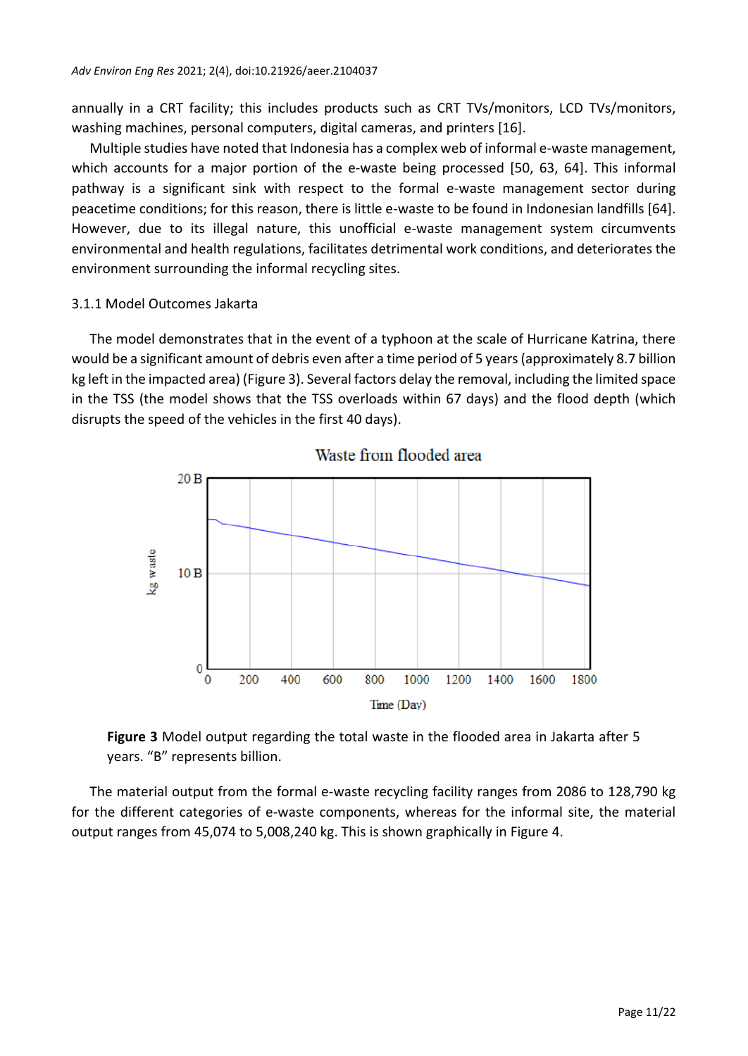annually in a CRT facility; this includes products such as CRT TVs/monitors, LCD TVs/monitors, washing machines, personal computers, digital cameras, and printers [16].

Multiple studies have noted that Indonesia has a complex web of informal e-waste management, which accounts for a major portion of the e-waste being processed [50, 63, 64]. This informal pathway is a significant sink with respect to the formal e-waste management sector during peacetime conditions; for this reason, there is little e-waste to be found in Indonesian landfills [64]. However, due to its illegal nature, this unofficial e-waste management system circumvents environmental and health regulations, facilitates detrimental work conditions, and deteriorates the environment surrounding the informal recycling sites.

### 3.1.1 Model Outcomes Jakarta

The model demonstrates that in the event of a typhoon at the scale of Hurricane Katrina, there would be a significant amount of debris even after a time period of 5 years (approximately 8.7 billion kg left in the impacted area) (Figure 3). Several factors delay the removal, including the limited space in the TSS (the model shows that the TSS overloads within 67 days) and the flood depth (which disrupts the speed of the vehicles in the first 40 days).

Waste from flooded area

20 B
10 B
0
kg waste
0 200 400 600 800 1000 1200 1400 1600 1800
Time (Day)

**Figure 3** Model output regarding the total waste in the flooded area in Jakarta after 5 years. "B" represents billion.

The material output from the formal e-waste recycling facility ranges from 2086 to 128,790 kg for the different categories of e-waste components, whereas for the informal site, the material output ranges from 45,074 to 5,008,240 kg. This is shown graphically in Figure 4.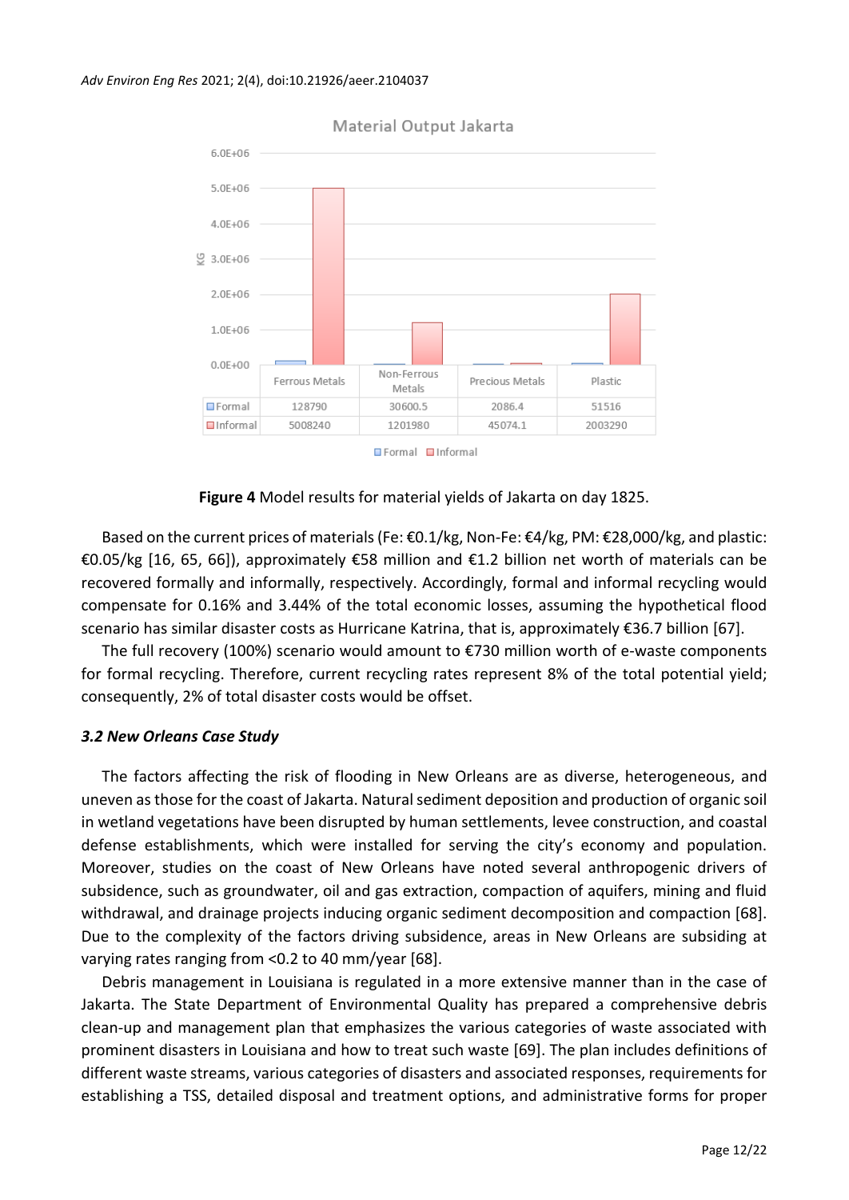Material Output Jakarta

6.0E+06
5.0E+06
4.0E+06
3.0E+06
2.0E+06
1.0E+06
0.0E+00

KG

Ferrous Metals | Non-Ferrous Metals | Precious Metals | Plastic

Formal: 128790 | 30600.5 | 2086.4 | 51516

Informal: 5008240 | 1201980 | 45074.1 | 2003290

Formal  Informal

**Figure 4** Model results for material yields of Jakarta on day 1825.

Based on the current prices of materials (Fe: €0.1/kg, Non-Fe: €4/kg, PM: €28,000/kg, and plastic: €0.05/kg [16, 65, 66]), approximately €58 million and €1.2 billion net worth of materials can be recovered formally and informally, respectively. Accordingly, formal and informal recycling would compensate for 0.16% and 3.44% of the total economic losses, assuming the hypothetical flood scenario has similar disaster costs as Hurricane Katrina, that is, approximately €36.7 billion [67].

The full recovery (100%) scenario would amount to €730 million worth of e-waste components for formal recycling. Therefore, current recycling rates represent 8% of the total potential yield; consequently, 2% of total disaster costs would be offset.

### *3.2 New Orleans Case Study*

The factors affecting the risk of flooding in New Orleans are as diverse, heterogeneous, and uneven as those for the coast of Jakarta. Natural sediment deposition and production of organic soil in wetland vegetations have been disrupted by human settlements, levee construction, and coastal defense establishments, which were installed for serving the city's economy and population. Moreover, studies on the coast of New Orleans have noted several anthropogenic drivers of subsidence, such as groundwater, oil and gas extraction, compaction of aquifers, mining and fluid withdrawal, and drainage projects inducing organic sediment decomposition and compaction [68]. Due to the complexity of the factors driving subsidence, areas in New Orleans are subsiding at varying rates ranging from <0.2 to 40 mm/year [68].

Debris management in Louisiana is regulated in a more extensive manner than in the case of Jakarta. The State Department of Environmental Quality has prepared a comprehensive debris clean-up and management plan that emphasizes the various categories of waste associated with prominent disasters in Louisiana and how to treat such waste [69]. The plan includes definitions of different waste streams, various categories of disasters and associated responses, requirements for establishing a TSS, detailed disposal and treatment options, and administrative forms for proper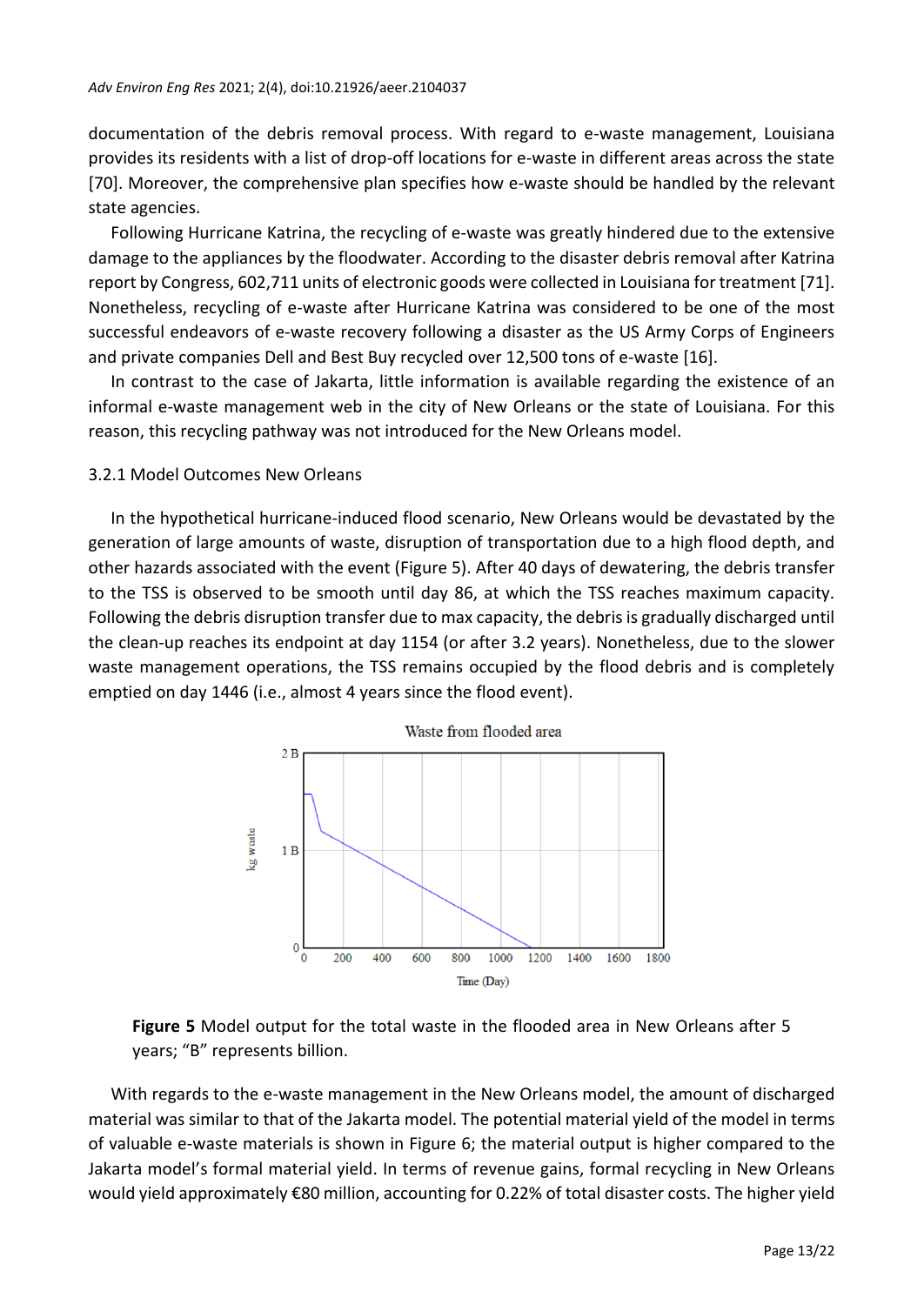documentation of the debris removal process. With regard to e-waste management, Louisiana provides its residents with a list of drop-off locations for e-waste in different areas across the state [70]. Moreover, the comprehensive plan specifies how e-waste should be handled by the relevant state agencies.

Following Hurricane Katrina, the recycling of e-waste was greatly hindered due to the extensive damage to the appliances by the floodwater. According to the disaster debris removal after Katrina report by Congress, 602,711 units of electronic goods were collected in Louisiana for treatment [71]. Nonetheless, recycling of e-waste after Hurricane Katrina was considered to be one of the most successful endeavors of e-waste recovery following a disaster as the US Army Corps of Engineers and private companies Dell and Best Buy recycled over 12,500 tons of e-waste [16].

In contrast to the case of Jakarta, little information is available regarding the existence of an informal e-waste management web in the city of New Orleans or the state of Louisiana. For this reason, this recycling pathway was not introduced for the New Orleans model.

### 3.2.1 Model Outcomes New Orleans

In the hypothetical hurricane-induced flood scenario, New Orleans would be devastated by the generation of large amounts of waste, disruption of transportation due to a high flood depth, and other hazards associated with the event (Figure 5). After 40 days of dewatering, the debris transfer to the TSS is observed to be smooth until day 86, at which the TSS reaches maximum capacity. Following the debris disruption transfer due to max capacity, the debris is gradually discharged until the clean-up reaches its endpoint at day 1154 (or after 3.2 years). Nonetheless, due to the slower waste management operations, the TSS remains occupied by the flood debris and is completely emptied on day 1446 (i.e., almost 4 years since the flood event).

**Figure 5** Model output for the total waste in the flooded area in New Orleans after 5 years; "B" represents billion.

With regards to the e-waste management in the New Orleans model, the amount of discharged material was similar to that of the Jakarta model. The potential material yield of the model in terms of valuable e-waste materials is shown in Figure 6; the material output is higher compared to the Jakarta model's formal material yield. In terms of revenue gains, formal recycling in New Orleans would yield approximately €80 million, accounting for 0.22% of total disaster costs. The higher yield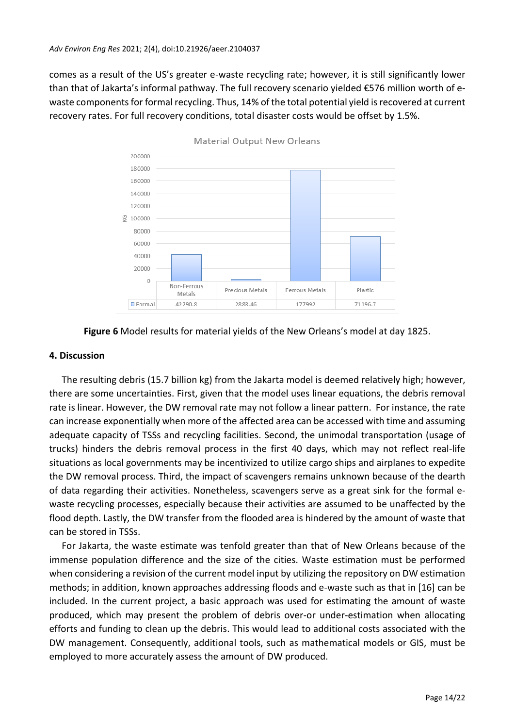comes as a result of the US's greater e-waste recycling rate; however, it is still significantly lower than that of Jakarta's informal pathway. The full recovery scenario yielded €576 million worth of e-waste components for formal recycling. Thus, 14% of the total potential yield is recovered at current recovery rates. For full recovery conditions, total disaster costs would be offset by 1.5%.

Material Output New Orleans

KG

200000
180000
160000
140000
120000
100000
80000
60000
40000
20000
0

Non-Ferrous Metals
Precious Metals
Ferrous Metals
Plastic

Formal
42290.8
2883.46
177992
71196.7

**Figure 6** Model results for material yields of the New Orleans's model at day 1825.

## 4. Discussion

The resulting debris (15.7 billion kg) from the Jakarta model is deemed relatively high; however, there are some uncertainties. First, given that the model uses linear equations, the debris removal rate is linear. However, the DW removal rate may not follow a linear pattern. For instance, the rate can increase exponentially when more of the affected area can be accessed with time and assuming adequate capacity of TSSs and recycling facilities. Second, the unimodal transportation (usage of trucks) hinders the debris removal process in the first 40 days, which may not reflect real-life situations as local governments may be incentivized to utilize cargo ships and airplanes to expedite the DW removal process. Third, the impact of scavengers remains unknown because of the dearth of data regarding their activities. Nonetheless, scavengers serve as a great sink for the formal e-waste recycling processes, especially because their activities are assumed to be unaffected by the flood depth. Lastly, the DW transfer from the flooded area is hindered by the amount of waste that can be stored in TSSs.

For Jakarta, the waste estimate was tenfold greater than that of New Orleans because of the immense population difference and the size of the cities. Waste estimation must be performed when considering a revision of the current model input by utilizing the repository on DW estimation methods; in addition, known approaches addressing floods and e-waste such as that in [16] can be included. In the current project, a basic approach was used for estimating the amount of waste produced, which may present the problem of debris over-or under-estimation when allocating efforts and funding to clean up the debris. This would lead to additional costs associated with the DW management. Consequently, additional tools, such as mathematical models or GIS, must be employed to more accurately assess the amount of DW produced.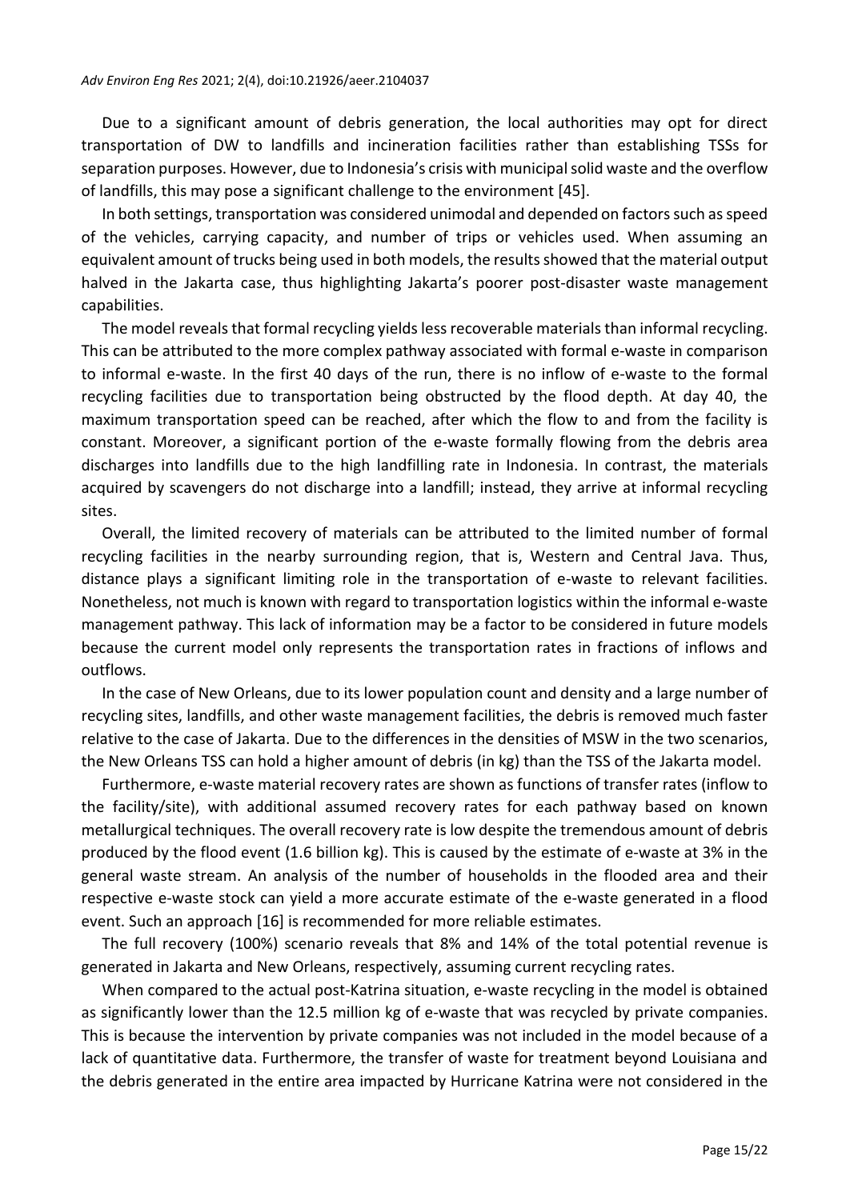Due to a significant amount of debris generation, the local authorities may opt for direct transportation of DW to landfills and incineration facilities rather than establishing TSSs for separation purposes. However, due to Indonesia's crisis with municipal solid waste and the overflow of landfills, this may pose a significant challenge to the environment [45].

In both settings, transportation was considered unimodal and depended on factors such as speed of the vehicles, carrying capacity, and number of trips or vehicles used. When assuming an equivalent amount of trucks being used in both models, the results showed that the material output halved in the Jakarta case, thus highlighting Jakarta's poorer post-disaster waste management capabilities.

The model reveals that formal recycling yields less recoverable materials than informal recycling. This can be attributed to the more complex pathway associated with formal e-waste in comparison to informal e-waste. In the first 40 days of the run, there is no inflow of e-waste to the formal recycling facilities due to transportation being obstructed by the flood depth. At day 40, the maximum transportation speed can be reached, after which the flow to and from the facility is constant. Moreover, a significant portion of the e-waste formally flowing from the debris area discharges into landfills due to the high landfilling rate in Indonesia. In contrast, the materials acquired by scavengers do not discharge into a landfill; instead, they arrive at informal recycling sites.

Overall, the limited recovery of materials can be attributed to the limited number of formal recycling facilities in the nearby surrounding region, that is, Western and Central Java. Thus, distance plays a significant limiting role in the transportation of e-waste to relevant facilities. Nonetheless, not much is known with regard to transportation logistics within the informal e-waste management pathway. This lack of information may be a factor to be considered in future models because the current model only represents the transportation rates in fractions of inflows and outflows.

In the case of New Orleans, due to its lower population count and density and a large number of recycling sites, landfills, and other waste management facilities, the debris is removed much faster relative to the case of Jakarta. Due to the differences in the densities of MSW in the two scenarios, the New Orleans TSS can hold a higher amount of debris (in kg) than the TSS of the Jakarta model.

Furthermore, e-waste material recovery rates are shown as functions of transfer rates (inflow to the facility/site), with additional assumed recovery rates for each pathway based on known metallurgical techniques. The overall recovery rate is low despite the tremendous amount of debris produced by the flood event (1.6 billion kg). This is caused by the estimate of e-waste at 3% in the general waste stream. An analysis of the number of households in the flooded area and their respective e-waste stock can yield a more accurate estimate of the e-waste generated in a flood event. Such an approach [16] is recommended for more reliable estimates.

The full recovery (100%) scenario reveals that 8% and 14% of the total potential revenue is generated in Jakarta and New Orleans, respectively, assuming current recycling rates.

When compared to the actual post-Katrina situation, e-waste recycling in the model is obtained as significantly lower than the 12.5 million kg of e-waste that was recycled by private companies. This is because the intervention by private companies was not included in the model because of a lack of quantitative data. Furthermore, the transfer of waste for treatment beyond Louisiana and the debris generated in the entire area impacted by Hurricane Katrina were not considered in the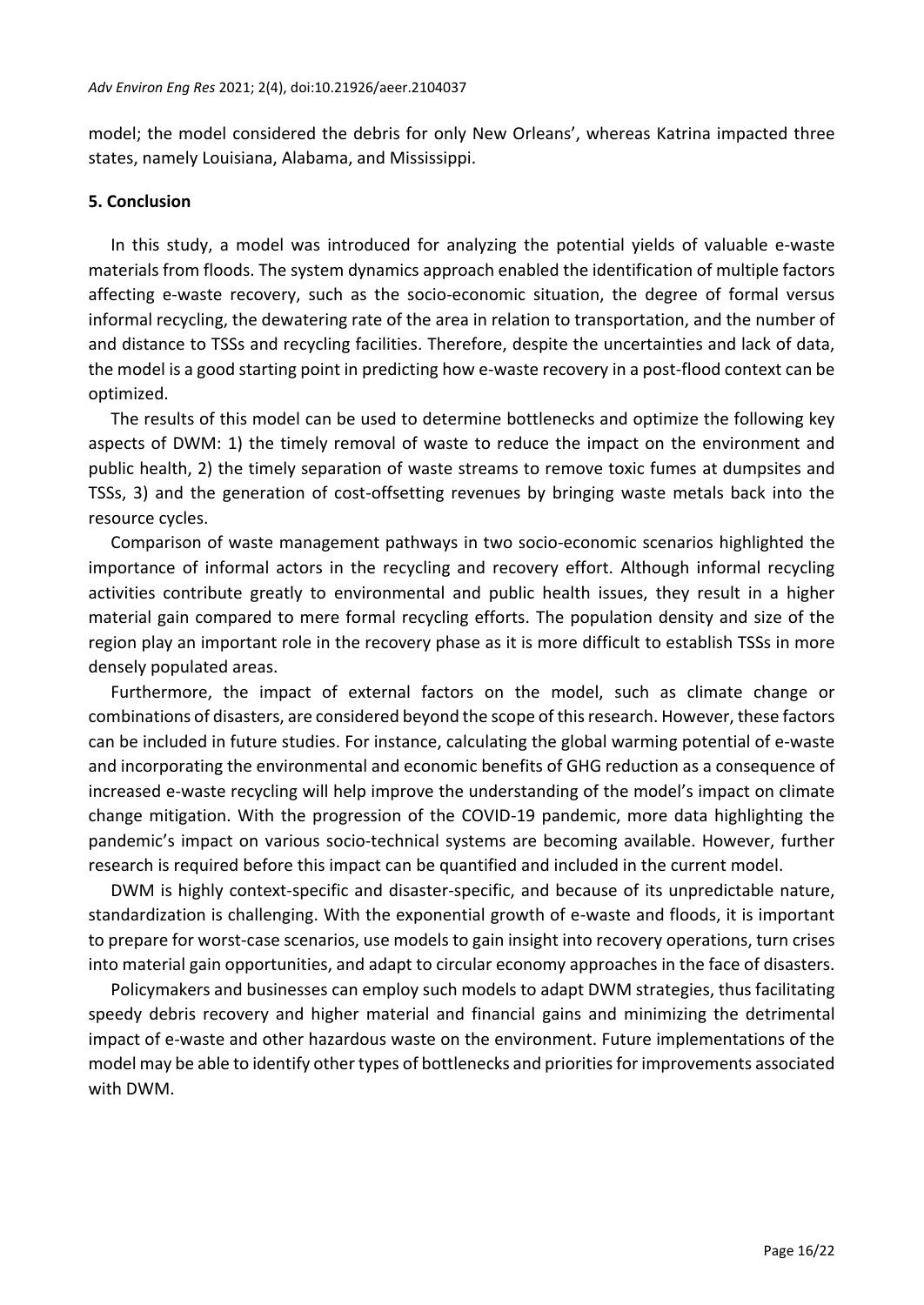model; the model considered the debris for only New Orleans', whereas Katrina impacted three states, namely Louisiana, Alabama, and Mississippi.

## 5. Conclusion

In this study, a model was introduced for analyzing the potential yields of valuable e-waste materials from floods. The system dynamics approach enabled the identification of multiple factors affecting e-waste recovery, such as the socio-economic situation, the degree of formal versus informal recycling, the dewatering rate of the area in relation to transportation, and the number of and distance to TSSs and recycling facilities. Therefore, despite the uncertainties and lack of data, the model is a good starting point in predicting how e-waste recovery in a post-flood context can be optimized.

The results of this model can be used to determine bottlenecks and optimize the following key aspects of DWM: 1) the timely removal of waste to reduce the impact on the environment and public health, 2) the timely separation of waste streams to remove toxic fumes at dumpsites and TSSs, 3) and the generation of cost-offsetting revenues by bringing waste metals back into the resource cycles.

Comparison of waste management pathways in two socio-economic scenarios highlighted the importance of informal actors in the recycling and recovery effort. Although informal recycling activities contribute greatly to environmental and public health issues, they result in a higher material gain compared to mere formal recycling efforts. The population density and size of the region play an important role in the recovery phase as it is more difficult to establish TSSs in more densely populated areas.

Furthermore, the impact of external factors on the model, such as climate change or combinations of disasters, are considered beyond the scope of this research. However, these factors can be included in future studies. For instance, calculating the global warming potential of e-waste and incorporating the environmental and economic benefits of GHG reduction as a consequence of increased e-waste recycling will help improve the understanding of the model's impact on climate change mitigation. With the progression of the COVID-19 pandemic, more data highlighting the pandemic's impact on various socio-technical systems are becoming available. However, further research is required before this impact can be quantified and included in the current model.

DWM is highly context-specific and disaster-specific, and because of its unpredictable nature, standardization is challenging. With the exponential growth of e-waste and floods, it is important to prepare for worst-case scenarios, use models to gain insight into recovery operations, turn crises into material gain opportunities, and adapt to circular economy approaches in the face of disasters.

Policymakers and businesses can employ such models to adapt DWM strategies, thus facilitating speedy debris recovery and higher material and financial gains and minimizing the detrimental impact of e-waste and other hazardous waste on the environment. Future implementations of the model may be able to identify other types of bottlenecks and priorities for improvements associated with DWM.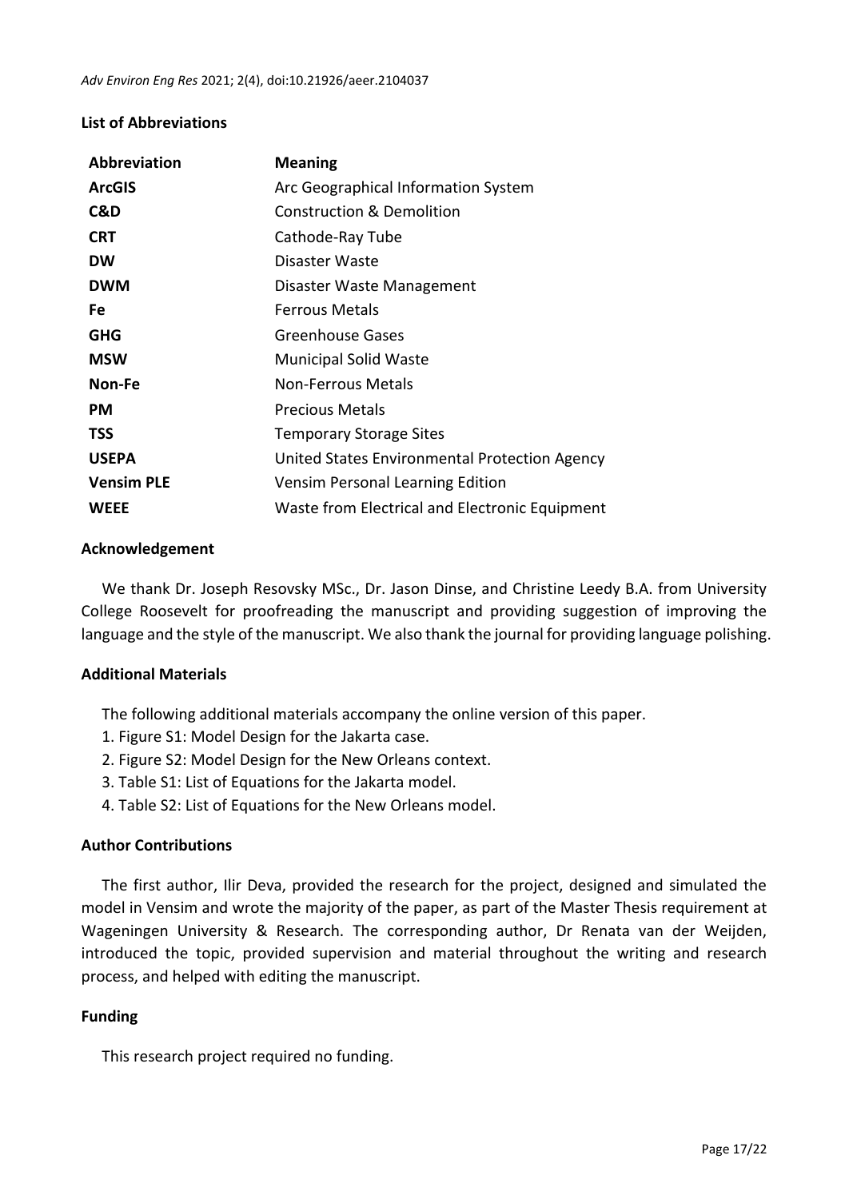## List of Abbreviations

| Abbreviation | Meaning |
|---|---|
| **ArcGIS** | Arc Geographical Information System |
| **C&D** | Construction & Demolition |
| **CRT** | Cathode-Ray Tube |
| **DW** | Disaster Waste |
| **DWM** | Disaster Waste Management |
| **Fe** | Ferrous Metals |
| **GHG** | Greenhouse Gases |
| **MSW** | Municipal Solid Waste |
| **Non-Fe** | Non-Ferrous Metals |
| **PM** | Precious Metals |
| **TSS** | Temporary Storage Sites |
| **USEPA** | United States Environmental Protection Agency |
| **Vensim PLE** | Vensim Personal Learning Edition |
| **WEEE** | Waste from Electrical and Electronic Equipment |

## Acknowledgement

We thank Dr. Joseph Resovsky MSc., Dr. Jason Dinse, and Christine Leedy B.A. from University College Roosevelt for proofreading the manuscript and providing suggestion of improving the language and the style of the manuscript. We also thank the journal for providing language polishing.

## Additional Materials

The following additional materials accompany the online version of this paper.

1. Figure S1: Model Design for the Jakarta case.
2. Figure S2: Model Design for the New Orleans context.
3. Table S1: List of Equations for the Jakarta model.
4. Table S2: List of Equations for the New Orleans model.

## Author Contributions

The first author, Ilir Deva, provided the research for the project, designed and simulated the model in Vensim and wrote the majority of the paper, as part of the Master Thesis requirement at Wageningen University & Research. The corresponding author, Dr Renata van der Weijden, introduced the topic, provided supervision and material throughout the writing and research process, and helped with editing the manuscript.

## Funding

This research project required no funding.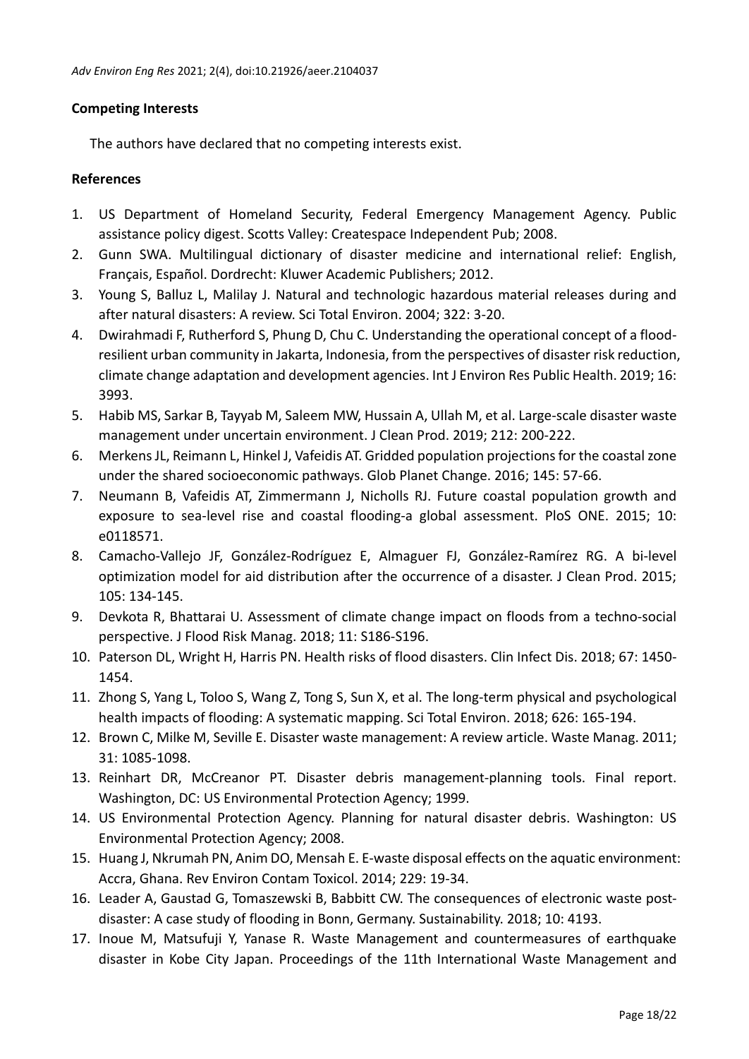## Competing Interests

The authors have declared that no competing interests exist.

## References

1. US Department of Homeland Security, Federal Emergency Management Agency. Public assistance policy digest. Scotts Valley: Createspace Independent Pub; 2008.
2. Gunn SWA. Multilingual dictionary of disaster medicine and international relief: English, Français, Español. Dordrecht: Kluwer Academic Publishers; 2012.
3. Young S, Balluz L, Malilay J. Natural and technologic hazardous material releases during and after natural disasters: A review. Sci Total Environ. 2004; 322: 3-20.
4. Dwirahmadi F, Rutherford S, Phung D, Chu C. Understanding the operational concept of a flood-resilient urban community in Jakarta, Indonesia, from the perspectives of disaster risk reduction, climate change adaptation and development agencies. Int J Environ Res Public Health. 2019; 16: 3993.
5. Habib MS, Sarkar B, Tayyab M, Saleem MW, Hussain A, Ullah M, et al. Large-scale disaster waste management under uncertain environment. J Clean Prod. 2019; 212: 200-222.
6. Merkens JL, Reimann L, Hinkel J, Vafeidis AT. Gridded population projections for the coastal zone under the shared socioeconomic pathways. Glob Planet Change. 2016; 145: 57-66.
7. Neumann B, Vafeidis AT, Zimmermann J, Nicholls RJ. Future coastal population growth and exposure to sea-level rise and coastal flooding-a global assessment. PloS ONE. 2015; 10: e0118571.
8. Camacho-Vallejo JF, González-Rodríguez E, Almaguer FJ, González-Ramírez RG. A bi-level optimization model for aid distribution after the occurrence of a disaster. J Clean Prod. 2015; 105: 134-145.
9. Devkota R, Bhattarai U. Assessment of climate change impact on floods from a techno-social perspective. J Flood Risk Manag. 2018; 11: S186-S196.
10. Paterson DL, Wright H, Harris PN. Health risks of flood disasters. Clin Infect Dis. 2018; 67: 1450-1454.
11. Zhong S, Yang L, Toloo S, Wang Z, Tong S, Sun X, et al. The long-term physical and psychological health impacts of flooding: A systematic mapping. Sci Total Environ. 2018; 626: 165-194.
12. Brown C, Milke M, Seville E. Disaster waste management: A review article. Waste Manag. 2011; 31: 1085-1098.
13. Reinhart DR, McCreanor PT. Disaster debris management-planning tools. Final report. Washington, DC: US Environmental Protection Agency; 1999.
14. US Environmental Protection Agency. Planning for natural disaster debris. Washington: US Environmental Protection Agency; 2008.
15. Huang J, Nkrumah PN, Anim DO, Mensah E. E-waste disposal effects on the aquatic environment: Accra, Ghana. Rev Environ Contam Toxicol. 2014; 229: 19-34.
16. Leader A, Gaustad G, Tomaszewski B, Babbitt CW. The consequences of electronic waste post-disaster: A case study of flooding in Bonn, Germany. Sustainability. 2018; 10: 4193.
17. Inoue M, Matsufuji Y, Yanase R. Waste Management and countermeasures of earthquake disaster in Kobe City Japan. Proceedings of the 11th International Waste Management and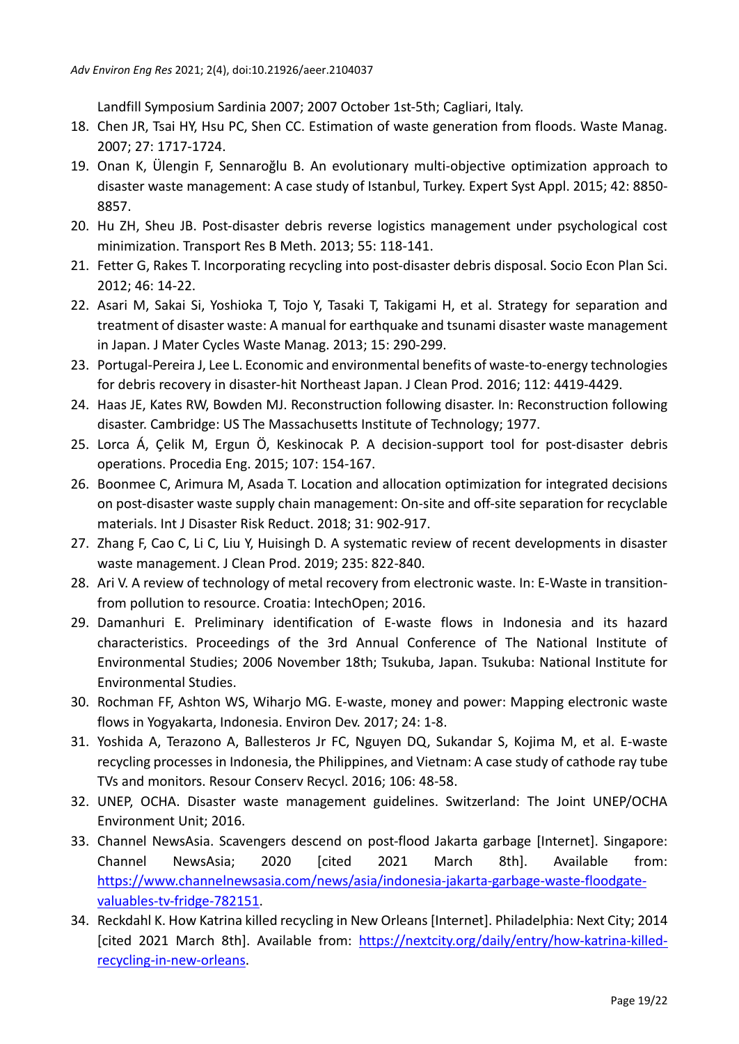Landfill Symposium Sardinia 2007; 2007 October 1st-5th; Cagliari, Italy.

18. Chen JR, Tsai HY, Hsu PC, Shen CC. Estimation of waste generation from floods. Waste Manag. 2007; 27: 1717-1724.
19. Onan K, Ülengin F, Sennaroğlu B. An evolutionary multi-objective optimization approach to disaster waste management: A case study of Istanbul, Turkey. Expert Syst Appl. 2015; 42: 8850-8857.
20. Hu ZH, Sheu JB. Post-disaster debris reverse logistics management under psychological cost minimization. Transport Res B Meth. 2013; 55: 118-141.
21. Fetter G, Rakes T. Incorporating recycling into post-disaster debris disposal. Socio Econ Plan Sci. 2012; 46: 14-22.
22. Asari M, Sakai Si, Yoshioka T, Tojo Y, Tasaki T, Takigami H, et al. Strategy for separation and treatment of disaster waste: A manual for earthquake and tsunami disaster waste management in Japan. J Mater Cycles Waste Manag. 2013; 15: 290-299.
23. Portugal-Pereira J, Lee L. Economic and environmental benefits of waste-to-energy technologies for debris recovery in disaster-hit Northeast Japan. J Clean Prod. 2016; 112: 4419-4429.
24. Haas JE, Kates RW, Bowden MJ. Reconstruction following disaster. In: Reconstruction following disaster. Cambridge: US The Massachusetts Institute of Technology; 1977.
25. Lorca Á, Çelik M, Ergun Ö, Keskinocak P. A decision-support tool for post-disaster debris operations. Procedia Eng. 2015; 107: 154-167.
26. Boonmee C, Arimura M, Asada T. Location and allocation optimization for integrated decisions on post-disaster waste supply chain management: On-site and off-site separation for recyclable materials. Int J Disaster Risk Reduct. 2018; 31: 902-917.
27. Zhang F, Cao C, Li C, Liu Y, Huisingh D. A systematic review of recent developments in disaster waste management. J Clean Prod. 2019; 235: 822-840.
28. Ari V. A review of technology of metal recovery from electronic waste. In: E-Waste in transition-from pollution to resource. Croatia: IntechOpen; 2016.
29. Damanhuri E. Preliminary identification of E-waste flows in Indonesia and its hazard characteristics. Proceedings of the 3rd Annual Conference of The National Institute of Environmental Studies; 2006 November 18th; Tsukuba, Japan. Tsukuba: National Institute for Environmental Studies.
30. Rochman FF, Ashton WS, Wiharjo MG. E-waste, money and power: Mapping electronic waste flows in Yogyakarta, Indonesia. Environ Dev. 2017; 24: 1-8.
31. Yoshida A, Terazono A, Ballesteros Jr FC, Nguyen DQ, Sukandar S, Kojima M, et al. E-waste recycling processes in Indonesia, the Philippines, and Vietnam: A case study of cathode ray tube TVs and monitors. Resour Conserv Recycl. 2016; 106: 48-58.
32. UNEP, OCHA. Disaster waste management guidelines. Switzerland: The Joint UNEP/OCHA Environment Unit; 2016.
33. Channel NewsAsia. Scavengers descend on post-flood Jakarta garbage [Internet]. Singapore: Channel NewsAsia; 2020 [cited 2021 March 8th]. Available from: https://www.channelnewsasia.com/news/asia/indonesia-jakarta-garbage-waste-floodgate-valuables-tv-fridge-782151.
34. Reckdahl K. How Katrina killed recycling in New Orleans [Internet]. Philadelphia: Next City; 2014 [cited 2021 March 8th]. Available from: https://nextcity.org/daily/entry/how-katrina-killed-recycling-in-new-orleans.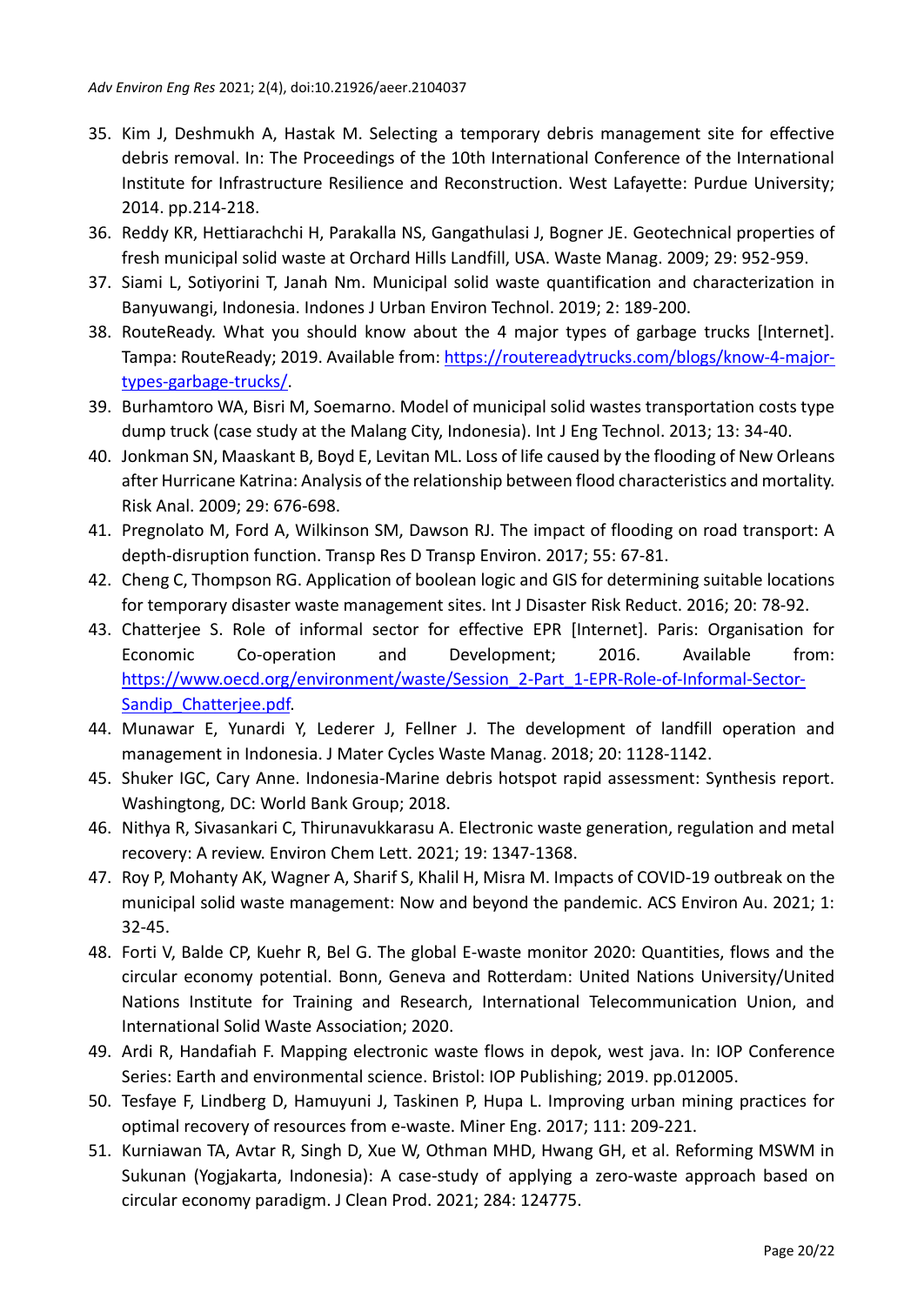35. Kim J, Deshmukh A, Hastak M. Selecting a temporary debris management site for effective debris removal. In: The Proceedings of the 10th International Conference of the International Institute for Infrastructure Resilience and Reconstruction. West Lafayette: Purdue University; 2014. pp.214-218.
36. Reddy KR, Hettiarachchi H, Parakalla NS, Gangathulasi J, Bogner JE. Geotechnical properties of fresh municipal solid waste at Orchard Hills Landfill, USA. Waste Manag. 2009; 29: 952-959.
37. Siami L, Sotiyorini T, Janah Nm. Municipal solid waste quantification and characterization in Banyuwangi, Indonesia. Indones J Urban Environ Technol. 2019; 2: 189-200.
38. RouteReady. What you should know about the 4 major types of garbage trucks [Internet]. Tampa: RouteReady; 2019. Available from: https://routereadytrucks.com/blogs/know-4-major-types-garbage-trucks/.
39. Burhamtoro WA, Bisri M, Soemarno. Model of municipal solid wastes transportation costs type dump truck (case study at the Malang City, Indonesia). Int J Eng Technol. 2013; 13: 34-40.
40. Jonkman SN, Maaskant B, Boyd E, Levitan ML. Loss of life caused by the flooding of New Orleans after Hurricane Katrina: Analysis of the relationship between flood characteristics and mortality. Risk Anal. 2009; 29: 676-698.
41. Pregnolato M, Ford A, Wilkinson SM, Dawson RJ. The impact of flooding on road transport: A depth-disruption function. Transp Res D Transp Environ. 2017; 55: 67-81.
42. Cheng C, Thompson RG. Application of boolean logic and GIS for determining suitable locations for temporary disaster waste management sites. Int J Disaster Risk Reduct. 2016; 20: 78-92.
43. Chatterjee S. Role of informal sector for effective EPR [Internet]. Paris: Organisation for Economic Co-operation and Development; 2016. Available from: https://www.oecd.org/environment/waste/Session_2-Part_1-EPR-Role-of-Informal-Sector-Sandip_Chatterjee.pdf.
44. Munawar E, Yunardi Y, Lederer J, Fellner J. The development of landfill operation and management in Indonesia. J Mater Cycles Waste Manag. 2018; 20: 1128-1142.
45. Shuker IGC, Cary Anne. Indonesia-Marine debris hotspot rapid assessment: Synthesis report. Washingtong, DC: World Bank Group; 2018.
46. Nithya R, Sivasankari C, Thirunavukkarasu A. Electronic waste generation, regulation and metal recovery: A review. Environ Chem Lett. 2021; 19: 1347-1368.
47. Roy P, Mohanty AK, Wagner A, Sharif S, Khalil H, Misra M. Impacts of COVID-19 outbreak on the municipal solid waste management: Now and beyond the pandemic. ACS Environ Au. 2021; 1: 32-45.
48. Forti V, Balde CP, Kuehr R, Bel G. The global E-waste monitor 2020: Quantities, flows and the circular economy potential. Bonn, Geneva and Rotterdam: United Nations University/United Nations Institute for Training and Research, International Telecommunication Union, and International Solid Waste Association; 2020.
49. Ardi R, Handafiah F. Mapping electronic waste flows in depok, west java. In: IOP Conference Series: Earth and environmental science. Bristol: IOP Publishing; 2019. pp.012005.
50. Tesfaye F, Lindberg D, Hamuyuni J, Taskinen P, Hupa L. Improving urban mining practices for optimal recovery of resources from e-waste. Miner Eng. 2017; 111: 209-221.
51. Kurniawan TA, Avtar R, Singh D, Xue W, Othman MHD, Hwang GH, et al. Reforming MSWM in Sukunan (Yogjakarta, Indonesia): A case-study of applying a zero-waste approach based on circular economy paradigm. J Clean Prod. 2021; 284: 124775.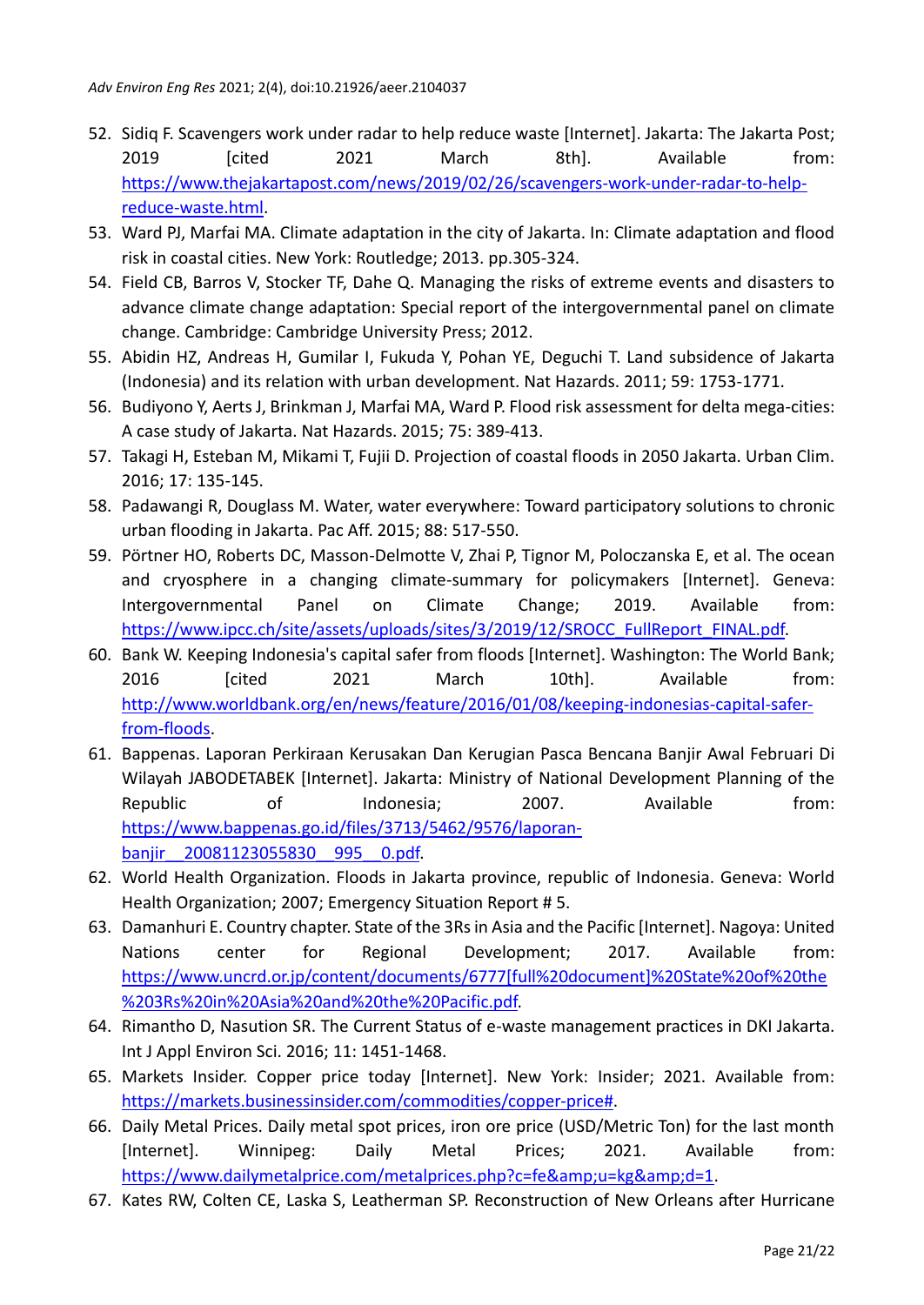52. Sidiq F. Scavengers work under radar to help reduce waste [Internet]. Jakarta: The Jakarta Post; 2019 [cited 2021 March 8th]. Available from: https://www.thejakartapost.com/news/2019/02/26/scavengers-work-under-radar-to-help-reduce-waste.html.
53. Ward PJ, Marfai MA. Climate adaptation in the city of Jakarta. In: Climate adaptation and flood risk in coastal cities. New York: Routledge; 2013. pp.305-324.
54. Field CB, Barros V, Stocker TF, Dahe Q. Managing the risks of extreme events and disasters to advance climate change adaptation: Special report of the intergovernmental panel on climate change. Cambridge: Cambridge University Press; 2012.
55. Abidin HZ, Andreas H, Gumilar I, Fukuda Y, Pohan YE, Deguchi T. Land subsidence of Jakarta (Indonesia) and its relation with urban development. Nat Hazards. 2011; 59: 1753-1771.
56. Budiyono Y, Aerts J, Brinkman J, Marfai MA, Ward P. Flood risk assessment for delta mega-cities: A case study of Jakarta. Nat Hazards. 2015; 75: 389-413.
57. Takagi H, Esteban M, Mikami T, Fujii D. Projection of coastal floods in 2050 Jakarta. Urban Clim. 2016; 17: 135-145.
58. Padawangi R, Douglass M. Water, water everywhere: Toward participatory solutions to chronic urban flooding in Jakarta. Pac Aff. 2015; 88: 517-550.
59. Pörtner HO, Roberts DC, Masson-Delmotte V, Zhai P, Tignor M, Poloczanska E, et al. The ocean and cryosphere in a changing climate-summary for policymakers [Internet]. Geneva: Intergovernmental Panel on Climate Change; 2019. Available from: https://www.ipcc.ch/site/assets/uploads/sites/3/2019/12/SROCC_FullReport_FINAL.pdf.
60. Bank W. Keeping Indonesia's capital safer from floods [Internet]. Washington: The World Bank; 2016 [cited 2021 March 10th]. Available from: http://www.worldbank.org/en/news/feature/2016/01/08/keeping-indonesias-capital-safer-from-floods.
61. Bappenas. Laporan Perkiraan Kerusakan Dan Kerugian Pasca Bencana Banjir Awal Februari Di Wilayah JABODETABEK [Internet]. Jakarta: Ministry of National Development Planning of the Republic of Indonesia; 2007. Available from: https://www.bappenas.go.id/files/3713/5462/9576/laporan-banjir__20081123055830__995__0.pdf.
62. World Health Organization. Floods in Jakarta province, republic of Indonesia. Geneva: World Health Organization; 2007; Emergency Situation Report # 5.
63. Damanhuri E. Country chapter. State of the 3Rs in Asia and the Pacific [Internet]. Nagoya: United Nations center for Regional Development; 2017. Available from: https://www.uncrd.or.jp/content/documents/6777[full%20document]%20State%20of%20the%203Rs%20in%20Asia%20and%20the%20Pacific.pdf.
64. Rimantho D, Nasution SR. The Current Status of e-waste management practices in DKI Jakarta. Int J Appl Environ Sci. 2016; 11: 1451-1468.
65. Markets Insider. Copper price today [Internet]. New York: Insider; 2021. Available from: https://markets.businessinsider.com/commodities/copper-price#.
66. Daily Metal Prices. Daily metal spot prices, iron ore price (USD/Metric Ton) for the last month [Internet]. Winnipeg: Daily Metal Prices; 2021. Available from: https://www.dailymetalprice.com/metalprices.php?c=fe&amp;u=kg&amp;d=1.
67. Kates RW, Colten CE, Laska S, Leatherman SP. Reconstruction of New Orleans after Hurricane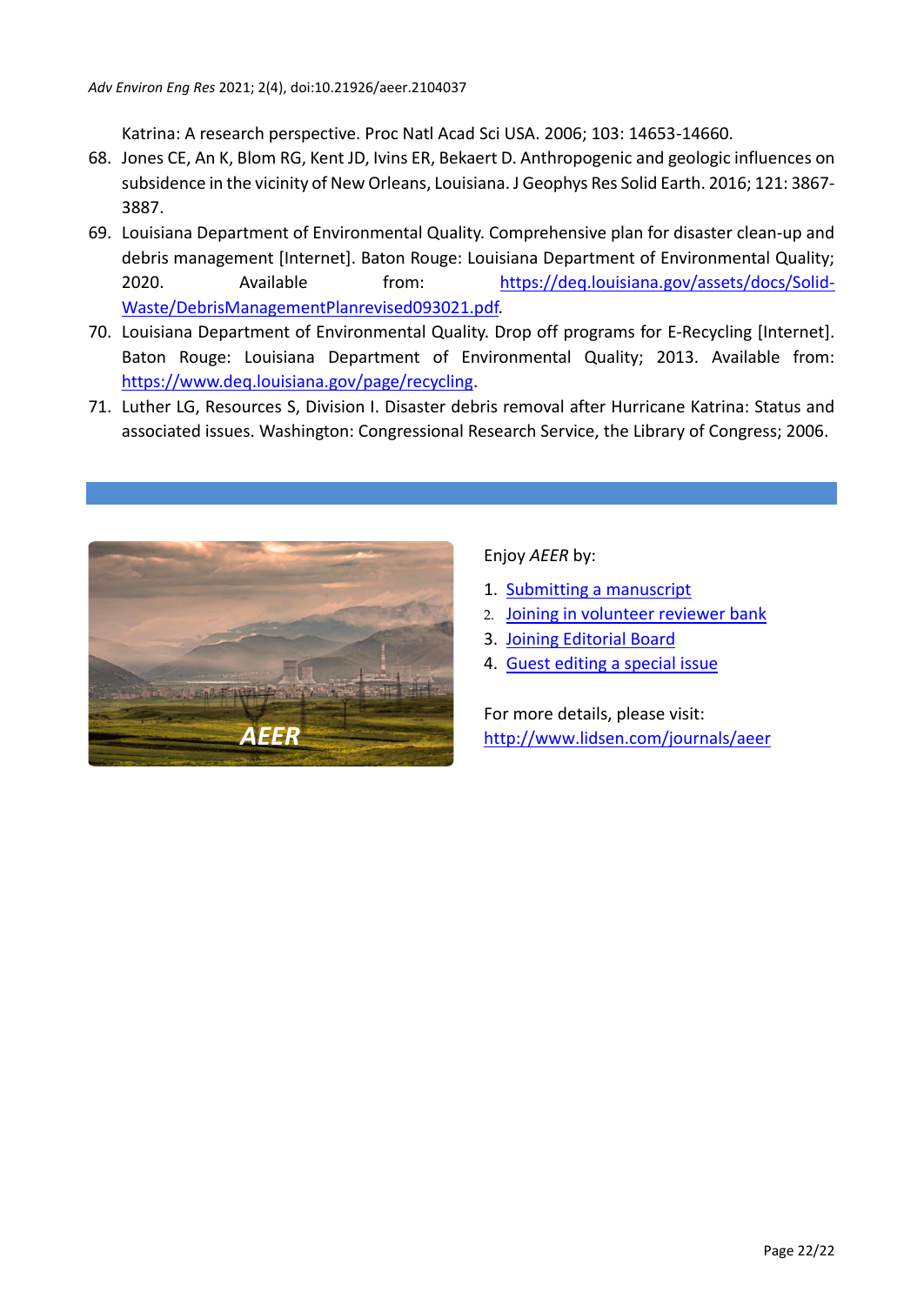Katrina: A research perspective. Proc Natl Acad Sci USA. 2006; 103: 14653-14660.

68. Jones CE, An K, Blom RG, Kent JD, Ivins ER, Bekaert D. Anthropogenic and geologic influences on subsidence in the vicinity of New Orleans, Louisiana. J Geophys Res Solid Earth. 2016; 121: 3867-3887.
69. Louisiana Department of Environmental Quality. Comprehensive plan for disaster clean-up and debris management [Internet]. Baton Rouge: Louisiana Department of Environmental Quality; 2020. Available from: https://deq.louisiana.gov/assets/docs/Solid-Waste/DebrisManagementPlanrevised093021.pdf.
70. Louisiana Department of Environmental Quality. Drop off programs for E-Recycling [Internet]. Baton Rouge: Louisiana Department of Environmental Quality; 2013. Available from: https://www.deq.louisiana.gov/page/recycling.
71. Luther LG, Resources S, Division I. Disaster debris removal after Hurricane Katrina: Status and associated issues. Washington: Congressional Research Service, the Library of Congress; 2006.

---

AEER

Enjoy *AEER* by:

1. Submitting a manuscript
2. Joining in volunteer reviewer bank
3. Joining Editorial Board
4. Guest editing a special issue

For more details, please visit:
http://www.lidsen.com/journals/aeer